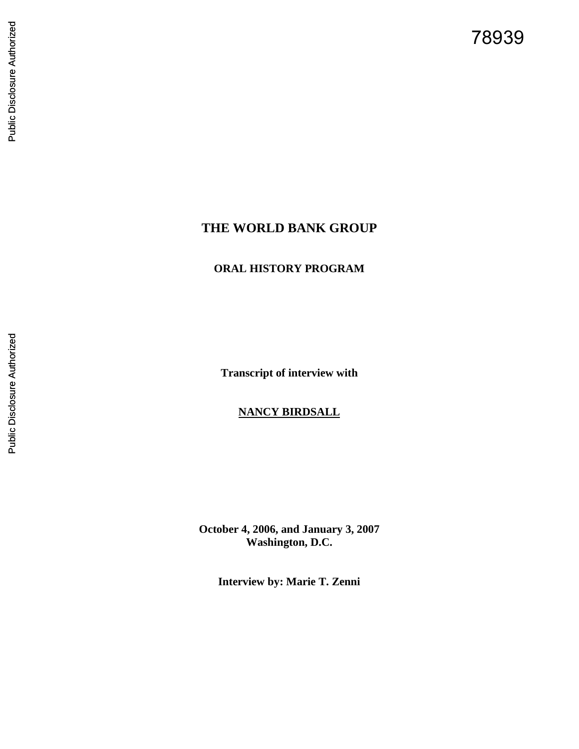78939

# THE WORLD BANK GROUP

## ORAL HISTORY PROGRAM

**Transcript of interview with**

**NANCY BIRDSALL**

**October 4, 2006, and January 3, 2007**
**Washington, D.C.**

**Interview by: Marie T. Zenni**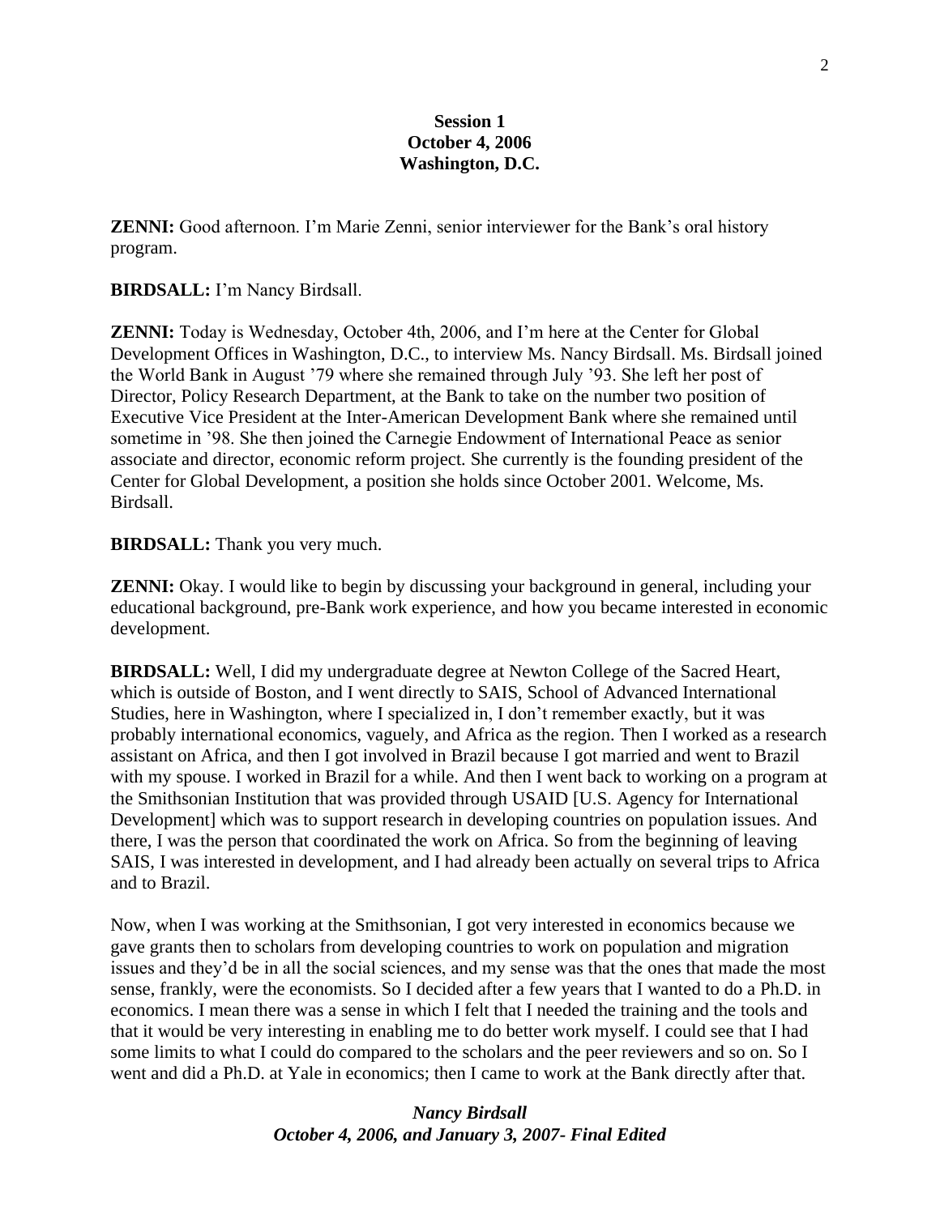**Session 1**
**October 4, 2006**
**Washington, D.C.**

**ZENNI:** Good afternoon. I'm Marie Zenni, senior interviewer for the Bank's oral history program.

**BIRDSALL:** I'm Nancy Birdsall.

**ZENNI:** Today is Wednesday, October 4th, 2006, and I'm here at the Center for Global Development Offices in Washington, D.C., to interview Ms. Nancy Birdsall. Ms. Birdsall joined the World Bank in August '79 where she remained through July '93. She left her post of Director, Policy Research Department, at the Bank to take on the number two position of Executive Vice President at the Inter-American Development Bank where she remained until sometime in '98. She then joined the Carnegie Endowment of International Peace as senior associate and director, economic reform project. She currently is the founding president of the Center for Global Development, a position she holds since October 2001. Welcome, Ms. Birdsall.

**BIRDSALL:** Thank you very much.

**ZENNI:** Okay. I would like to begin by discussing your background in general, including your educational background, pre-Bank work experience, and how you became interested in economic development.

**BIRDSALL:** Well, I did my undergraduate degree at Newton College of the Sacred Heart, which is outside of Boston, and I went directly to SAIS, School of Advanced International Studies, here in Washington, where I specialized in, I don't remember exactly, but it was probably international economics, vaguely, and Africa as the region. Then I worked as a research assistant on Africa, and then I got involved in Brazil because I got married and went to Brazil with my spouse. I worked in Brazil for a while. And then I went back to working on a program at the Smithsonian Institution that was provided through USAID [U.S. Agency for International Development] which was to support research in developing countries on population issues. And there, I was the person that coordinated the work on Africa. So from the beginning of leaving SAIS, I was interested in development, and I had already been actually on several trips to Africa and to Brazil.

Now, when I was working at the Smithsonian, I got very interested in economics because we gave grants then to scholars from developing countries to work on population and migration issues and they'd be in all the social sciences, and my sense was that the ones that made the most sense, frankly, were the economists. So I decided after a few years that I wanted to do a Ph.D. in economics. I mean there was a sense in which I felt that I needed the training and the tools and that it would be very interesting in enabling me to do better work myself. I could see that I had some limits to what I could do compared to the scholars and the peer reviewers and so on. So I went and did a Ph.D. at Yale in economics; then I came to work at the Bank directly after that.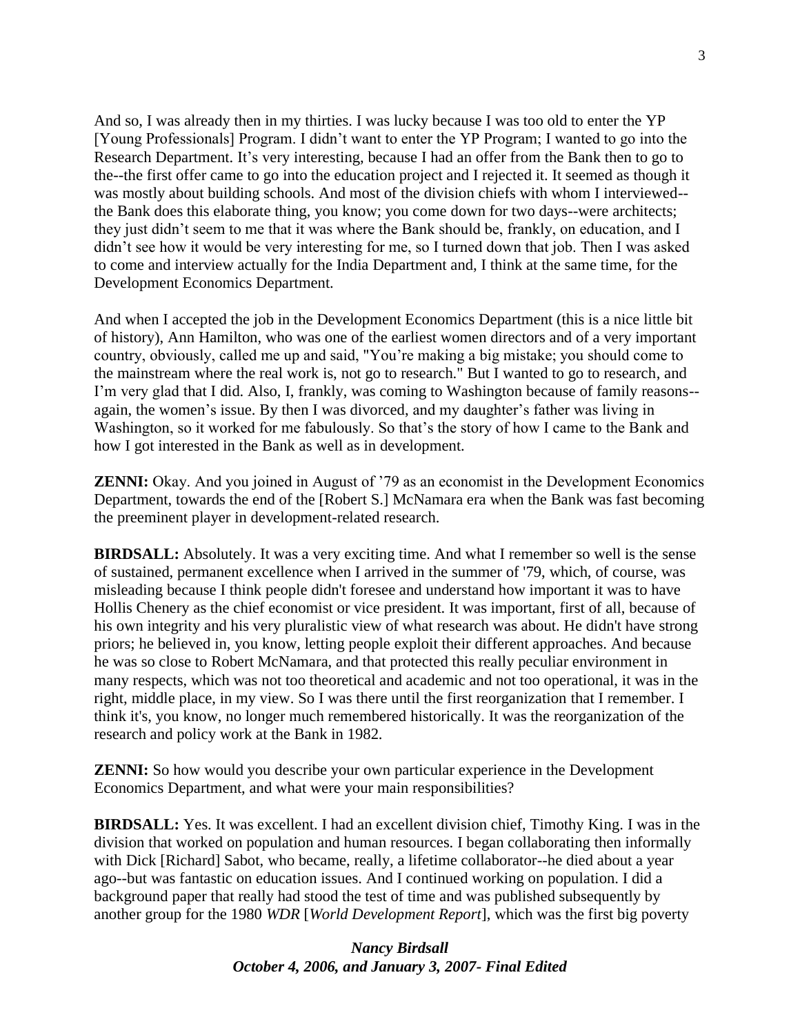And so, I was already then in my thirties. I was lucky because I was too old to enter the YP [Young Professionals] Program. I didn't want to enter the YP Program; I wanted to go into the Research Department. It's very interesting, because I had an offer from the Bank then to go to the--the first offer came to go into the education project and I rejected it. It seemed as though it was mostly about building schools. And most of the division chiefs with whom I interviewed--the Bank does this elaborate thing, you know; you come down for two days--were architects; they just didn't seem to me that it was where the Bank should be, frankly, on education, and I didn't see how it would be very interesting for me, so I turned down that job. Then I was asked to come and interview actually for the India Department and, I think at the same time, for the Development Economics Department.

And when I accepted the job in the Development Economics Department (this is a nice little bit of history), Ann Hamilton, who was one of the earliest women directors and of a very important country, obviously, called me up and said, "You're making a big mistake; you should come to the mainstream where the real work is, not go to research." But I wanted to go to research, and I'm very glad that I did. Also, I, frankly, was coming to Washington because of family reasons--again, the women's issue. By then I was divorced, and my daughter's father was living in Washington, so it worked for me fabulously. So that's the story of how I came to the Bank and how I got interested in the Bank as well as in development.

**ZENNI:** Okay. And you joined in August of '79 as an economist in the Development Economics Department, towards the end of the [Robert S.] McNamara era when the Bank was fast becoming the preeminent player in development-related research.

**BIRDSALL:** Absolutely. It was a very exciting time. And what I remember so well is the sense of sustained, permanent excellence when I arrived in the summer of '79, which, of course, was misleading because I think people didn't foresee and understand how important it was to have Hollis Chenery as the chief economist or vice president. It was important, first of all, because of his own integrity and his very pluralistic view of what research was about. He didn't have strong priors; he believed in, you know, letting people exploit their different approaches. And because he was so close to Robert McNamara, and that protected this really peculiar environment in many respects, which was not too theoretical and academic and not too operational, it was in the right, middle place, in my view. So I was there until the first reorganization that I remember. I think it's, you know, no longer much remembered historically. It was the reorganization of the research and policy work at the Bank in 1982.

**ZENNI:** So how would you describe your own particular experience in the Development Economics Department, and what were your main responsibilities?

**BIRDSALL:** Yes. It was excellent. I had an excellent division chief, Timothy King. I was in the division that worked on population and human resources. I began collaborating then informally with Dick [Richard] Sabot, who became, really, a lifetime collaborator--he died about a year ago--but was fantastic on education issues. And I continued working on population. I did a background paper that really had stood the test of time and was published subsequently by another group for the 1980 *WDR* [*World Development Report*], which was the first big poverty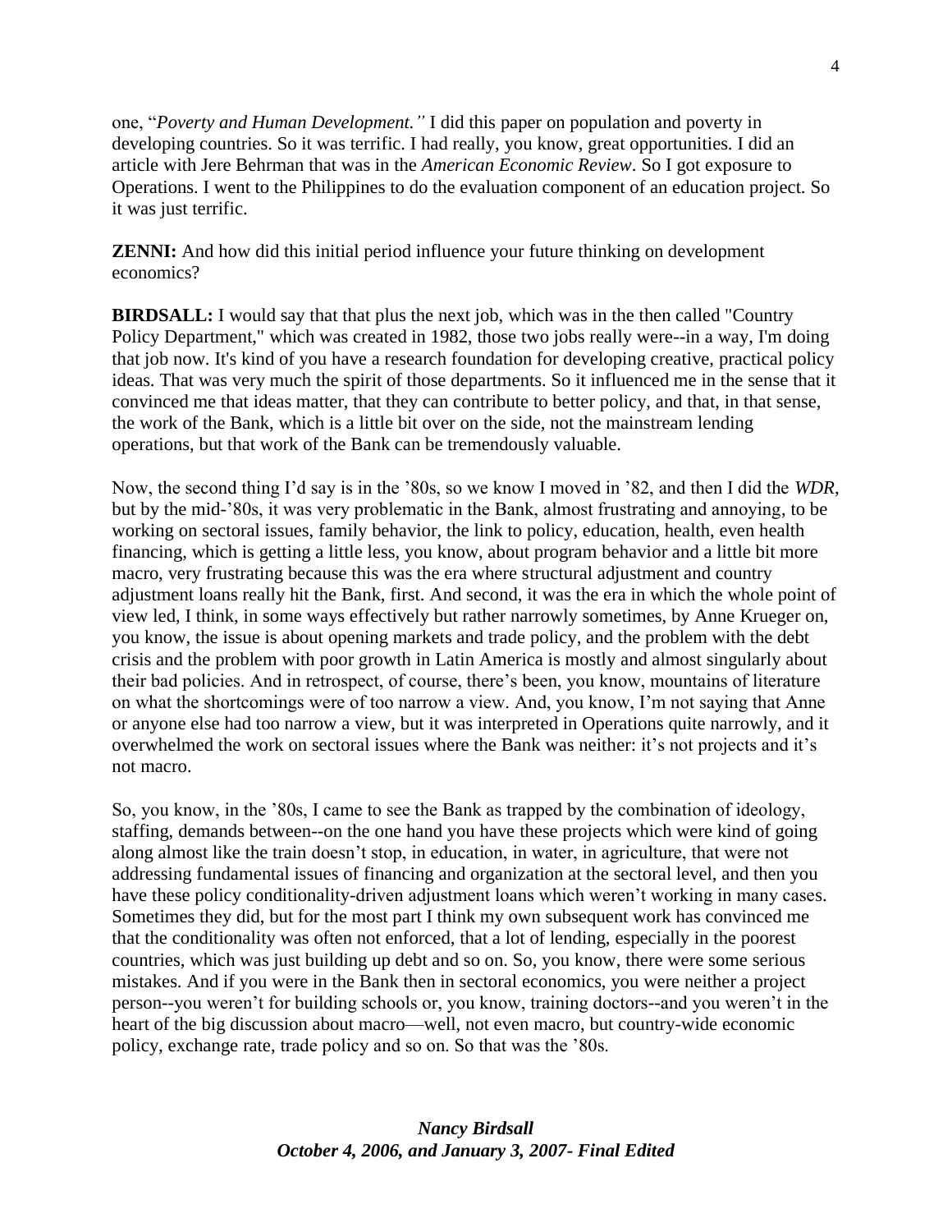one, "*Poverty and Human Development."* I did this paper on population and poverty in developing countries. So it was terrific. I had really, you know, great opportunities. I did an article with Jere Behrman that was in the *American Economic Review*. So I got exposure to Operations. I went to the Philippines to do the evaluation component of an education project. So it was just terrific.

**ZENNI:** And how did this initial period influence your future thinking on development economics?

**BIRDSALL:** I would say that that plus the next job, which was in the then called "Country Policy Department," which was created in 1982, those two jobs really were--in a way, I'm doing that job now. It's kind of you have a research foundation for developing creative, practical policy ideas. That was very much the spirit of those departments. So it influenced me in the sense that it convinced me that ideas matter, that they can contribute to better policy, and that, in that sense, the work of the Bank, which is a little bit over on the side, not the mainstream lending operations, but that work of the Bank can be tremendously valuable.

Now, the second thing I'd say is in the '80s, so we know I moved in '82, and then I did the *WDR*, but by the mid-'80s, it was very problematic in the Bank, almost frustrating and annoying, to be working on sectoral issues, family behavior, the link to policy, education, health, even health financing, which is getting a little less, you know, about program behavior and a little bit more macro, very frustrating because this was the era where structural adjustment and country adjustment loans really hit the Bank, first. And second, it was the era in which the whole point of view led, I think, in some ways effectively but rather narrowly sometimes, by Anne Krueger on, you know, the issue is about opening markets and trade policy, and the problem with the debt crisis and the problem with poor growth in Latin America is mostly and almost singularly about their bad policies. And in retrospect, of course, there's been, you know, mountains of literature on what the shortcomings were of too narrow a view. And, you know, I'm not saying that Anne or anyone else had too narrow a view, but it was interpreted in Operations quite narrowly, and it overwhelmed the work on sectoral issues where the Bank was neither: it's not projects and it's not macro.

So, you know, in the '80s, I came to see the Bank as trapped by the combination of ideology, staffing, demands between--on the one hand you have these projects which were kind of going along almost like the train doesn't stop, in education, in water, in agriculture, that were not addressing fundamental issues of financing and organization at the sectoral level, and then you have these policy conditionality-driven adjustment loans which weren't working in many cases. Sometimes they did, but for the most part I think my own subsequent work has convinced me that the conditionality was often not enforced, that a lot of lending, especially in the poorest countries, which was just building up debt and so on. So, you know, there were some serious mistakes. And if you were in the Bank then in sectoral economics, you were neither a project person--you weren't for building schools or, you know, training doctors--and you weren't in the heart of the big discussion about macro—well, not even macro, but country-wide economic policy, exchange rate, trade policy and so on. So that was the '80s.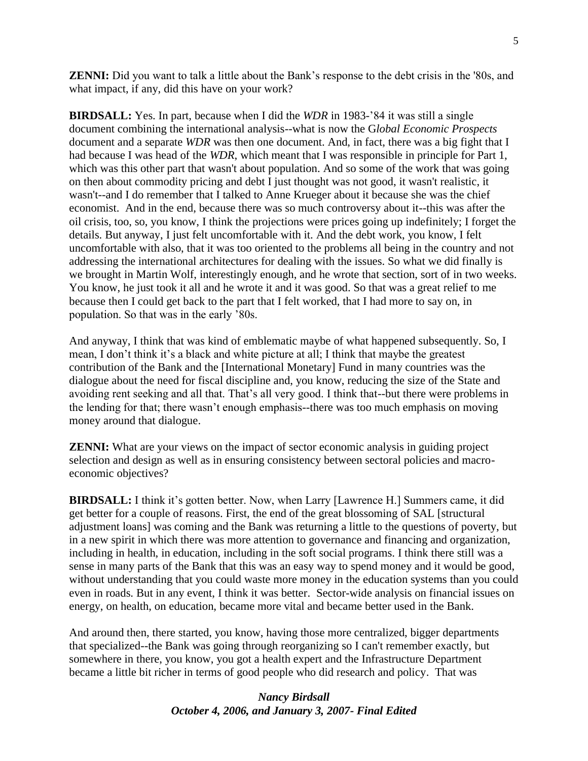**ZENNI:** Did you want to talk a little about the Bank's response to the debt crisis in the '80s, and what impact, if any, did this have on your work?

**BIRDSALL:** Yes. In part, because when I did the *WDR* in 1983-'84 it was still a single document combining the international analysis--what is now the G*lobal Economic Prospects* document and a separate *WDR* was then one document. And, in fact, there was a big fight that I had because I was head of the *WDR*, which meant that I was responsible in principle for Part 1, which was this other part that wasn't about population. And so some of the work that was going on then about commodity pricing and debt I just thought was not good, it wasn't realistic, it wasn't--and I do remember that I talked to Anne Krueger about it because she was the chief economist. And in the end, because there was so much controversy about it--this was after the oil crisis, too, so, you know, I think the projections were prices going up indefinitely; I forget the details. But anyway, I just felt uncomfortable with it. And the debt work, you know, I felt uncomfortable with also, that it was too oriented to the problems all being in the country and not addressing the international architectures for dealing with the issues. So what we did finally is we brought in Martin Wolf, interestingly enough, and he wrote that section, sort of in two weeks. You know, he just took it all and he wrote it and it was good. So that was a great relief to me because then I could get back to the part that I felt worked, that I had more to say on, in population. So that was in the early '80s.

And anyway, I think that was kind of emblematic maybe of what happened subsequently. So, I mean, I don't think it's a black and white picture at all; I think that maybe the greatest contribution of the Bank and the [International Monetary] Fund in many countries was the dialogue about the need for fiscal discipline and, you know, reducing the size of the State and avoiding rent seeking and all that. That's all very good. I think that--but there were problems in the lending for that; there wasn't enough emphasis--there was too much emphasis on moving money around that dialogue.

**ZENNI:** What are your views on the impact of sector economic analysis in guiding project selection and design as well as in ensuring consistency between sectoral policies and macro-economic objectives?

**BIRDSALL:** I think it's gotten better. Now, when Larry [Lawrence H.] Summers came, it did get better for a couple of reasons. First, the end of the great blossoming of SAL [structural adjustment loans] was coming and the Bank was returning a little to the questions of poverty, but in a new spirit in which there was more attention to governance and financing and organization, including in health, in education, including in the soft social programs. I think there still was a sense in many parts of the Bank that this was an easy way to spend money and it would be good, without understanding that you could waste more money in the education systems than you could even in roads. But in any event, I think it was better. Sector-wide analysis on financial issues on energy, on health, on education, became more vital and became better used in the Bank.

And around then, there started, you know, having those more centralized, bigger departments that specialized--the Bank was going through reorganizing so I can't remember exactly, but somewhere in there, you know, you got a health expert and the Infrastructure Department became a little bit richer in terms of good people who did research and policy. That was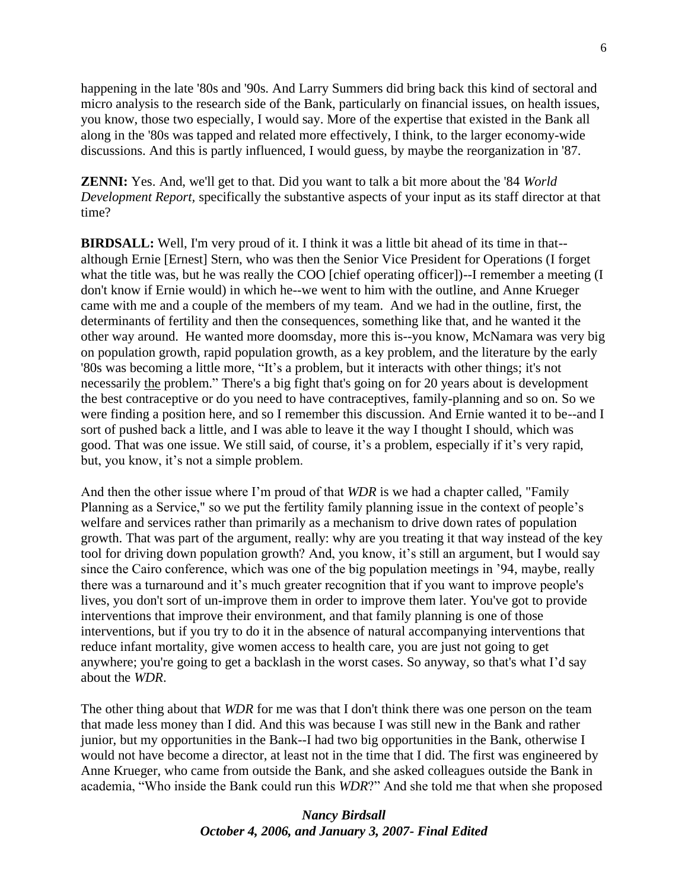happening in the late '80s and '90s. And Larry Summers did bring back this kind of sectoral and micro analysis to the research side of the Bank, particularly on financial issues, on health issues, you know, those two especially, I would say. More of the expertise that existed in the Bank all along in the '80s was tapped and related more effectively, I think, to the larger economy-wide discussions. And this is partly influenced, I would guess, by maybe the reorganization in '87.

**ZENNI:** Yes. And, we'll get to that. Did you want to talk a bit more about the '84 *World Development Report*, specifically the substantive aspects of your input as its staff director at that time?

**BIRDSALL:** Well, I'm very proud of it. I think it was a little bit ahead of its time in that--although Ernie [Ernest] Stern, who was then the Senior Vice President for Operations (I forget what the title was, but he was really the COO [chief operating officer])--I remember a meeting (I don't know if Ernie would) in which he--we went to him with the outline, and Anne Krueger came with me and a couple of the members of my team. And we had in the outline, first, the determinants of fertility and then the consequences, something like that, and he wanted it the other way around. He wanted more doomsday, more this is--you know, McNamara was very big on population growth, rapid population growth, as a key problem, and the literature by the early '80s was becoming a little more, "It's a problem, but it interacts with other things; it's not necessarily the problem." There's a big fight that's going on for 20 years about is development the best contraceptive or do you need to have contraceptives, family-planning and so on. So we were finding a position here, and so I remember this discussion. And Ernie wanted it to be--and I sort of pushed back a little, and I was able to leave it the way I thought I should, which was good. That was one issue. We still said, of course, it's a problem, especially if it's very rapid, but, you know, it's not a simple problem.

And then the other issue where I'm proud of that *WDR* is we had a chapter called, "Family Planning as a Service," so we put the fertility family planning issue in the context of people's welfare and services rather than primarily as a mechanism to drive down rates of population growth. That was part of the argument, really: why are you treating it that way instead of the key tool for driving down population growth? And, you know, it's still an argument, but I would say since the Cairo conference, which was one of the big population meetings in '94, maybe, really there was a turnaround and it's much greater recognition that if you want to improve people's lives, you don't sort of un-improve them in order to improve them later. You've got to provide interventions that improve their environment, and that family planning is one of those interventions, but if you try to do it in the absence of natural accompanying interventions that reduce infant mortality, give women access to health care, you are just not going to get anywhere; you're going to get a backlash in the worst cases. So anyway, so that's what I'd say about the *WDR*.

The other thing about that *WDR* for me was that I don't think there was one person on the team that made less money than I did. And this was because I was still new in the Bank and rather junior, but my opportunities in the Bank--I had two big opportunities in the Bank, otherwise I would not have become a director, at least not in the time that I did. The first was engineered by Anne Krueger, who came from outside the Bank, and she asked colleagues outside the Bank in academia, "Who inside the Bank could run this *WDR*?" And she told me that when she proposed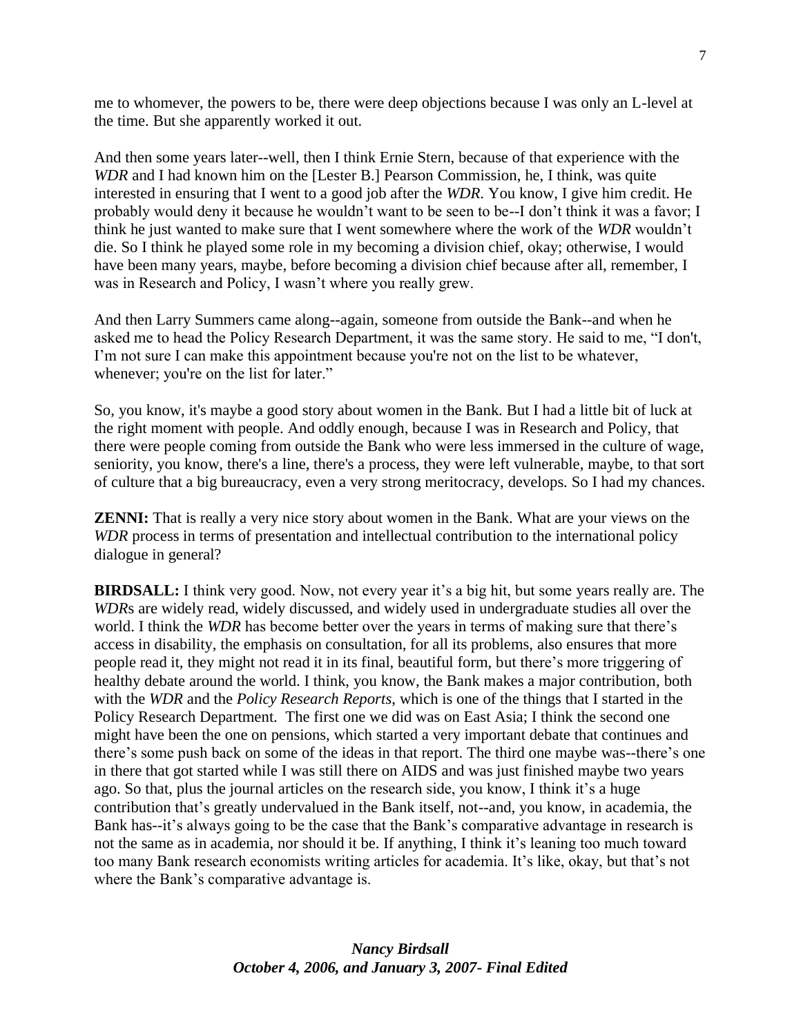me to whomever, the powers to be, there were deep objections because I was only an L-level at the time. But she apparently worked it out.

And then some years later--well, then I think Ernie Stern, because of that experience with the *WDR* and I had known him on the [Lester B.] Pearson Commission, he, I think, was quite interested in ensuring that I went to a good job after the *WDR*. You know, I give him credit. He probably would deny it because he wouldn't want to be seen to be--I don't think it was a favor; I think he just wanted to make sure that I went somewhere where the work of the *WDR* wouldn't die. So I think he played some role in my becoming a division chief, okay; otherwise, I would have been many years, maybe, before becoming a division chief because after all, remember, I was in Research and Policy, I wasn't where you really grew.

And then Larry Summers came along--again, someone from outside the Bank--and when he asked me to head the Policy Research Department, it was the same story. He said to me, "I don't, I'm not sure I can make this appointment because you're not on the list to be whatever, whenever; you're on the list for later."

So, you know, it's maybe a good story about women in the Bank. But I had a little bit of luck at the right moment with people. And oddly enough, because I was in Research and Policy, that there were people coming from outside the Bank who were less immersed in the culture of wage, seniority, you know, there's a line, there's a process, they were left vulnerable, maybe, to that sort of culture that a big bureaucracy, even a very strong meritocracy, develops. So I had my chances.

**ZENNI:** That is really a very nice story about women in the Bank. What are your views on the *WDR* process in terms of presentation and intellectual contribution to the international policy dialogue in general?

**BIRDSALL:** I think very good. Now, not every year it's a big hit, but some years really are. The *WDR*s are widely read, widely discussed, and widely used in undergraduate studies all over the world. I think the *WDR* has become better over the years in terms of making sure that there's access in disability, the emphasis on consultation, for all its problems, also ensures that more people read it, they might not read it in its final, beautiful form, but there's more triggering of healthy debate around the world. I think, you know, the Bank makes a major contribution, both with the *WDR* and the *Policy Research Reports*, which is one of the things that I started in the Policy Research Department. The first one we did was on East Asia; I think the second one might have been the one on pensions, which started a very important debate that continues and there's some push back on some of the ideas in that report. The third one maybe was--there's one in there that got started while I was still there on AIDS and was just finished maybe two years ago. So that, plus the journal articles on the research side, you know, I think it's a huge contribution that's greatly undervalued in the Bank itself, not--and, you know, in academia, the Bank has--it's always going to be the case that the Bank's comparative advantage in research is not the same as in academia, nor should it be. If anything, I think it's leaning too much toward too many Bank research economists writing articles for academia. It's like, okay, but that's not where the Bank's comparative advantage is.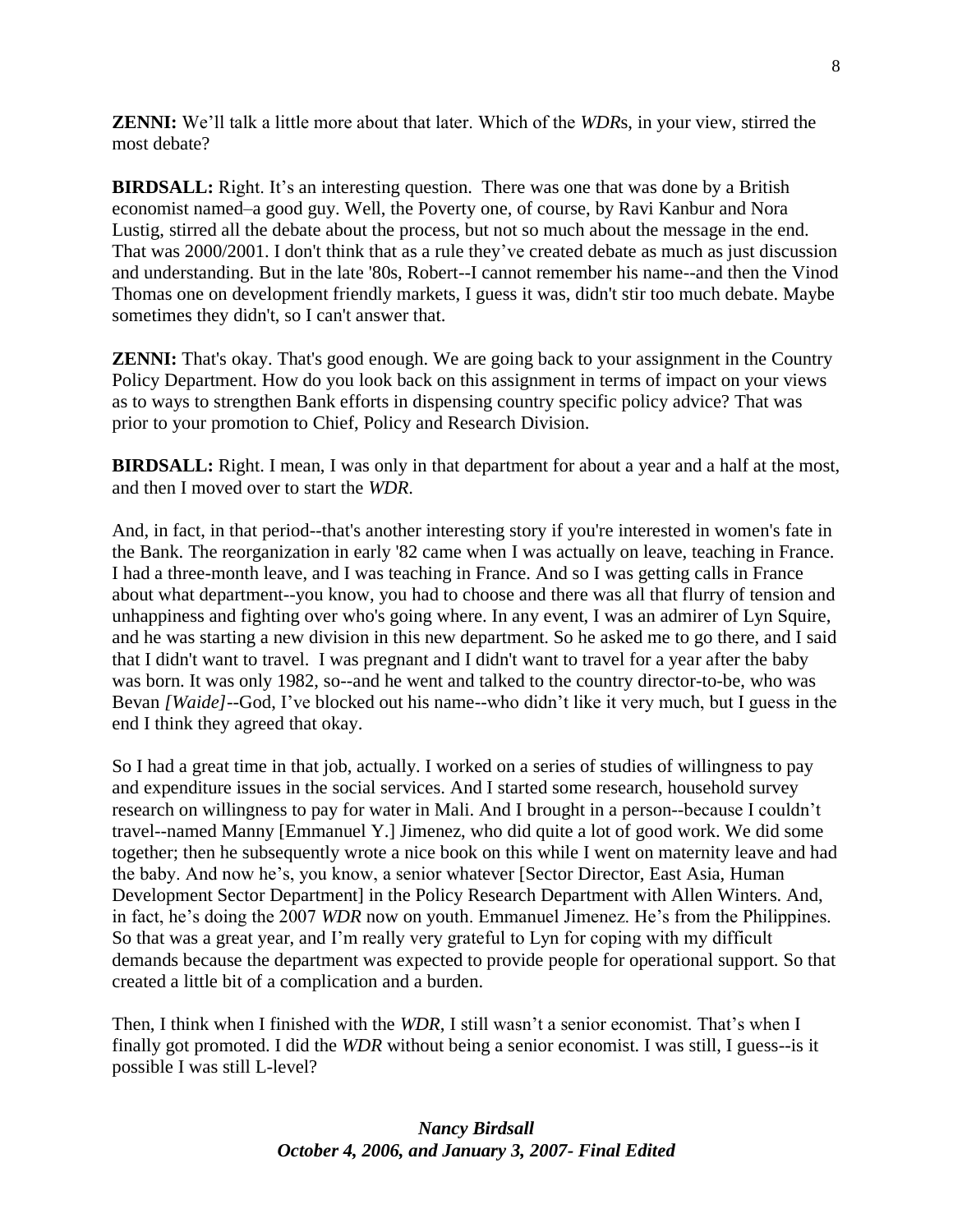**ZENNI:** We'll talk a little more about that later. Which of the *WDR*s, in your view, stirred the most debate?

**BIRDSALL:** Right. It's an interesting question. There was one that was done by a British economist named–a good guy. Well, the Poverty one, of course, by Ravi Kanbur and Nora Lustig, stirred all the debate about the process, but not so much about the message in the end. That was 2000/2001. I don't think that as a rule they've created debate as much as just discussion and understanding. But in the late '80s, Robert--I cannot remember his name--and then the Vinod Thomas one on development friendly markets, I guess it was, didn't stir too much debate. Maybe sometimes they didn't, so I can't answer that.

**ZENNI:** That's okay. That's good enough. We are going back to your assignment in the Country Policy Department. How do you look back on this assignment in terms of impact on your views as to ways to strengthen Bank efforts in dispensing country specific policy advice? That was prior to your promotion to Chief, Policy and Research Division.

**BIRDSALL:** Right. I mean, I was only in that department for about a year and a half at the most, and then I moved over to start the *WDR*.

And, in fact, in that period--that's another interesting story if you're interested in women's fate in the Bank. The reorganization in early '82 came when I was actually on leave, teaching in France. I had a three-month leave, and I was teaching in France. And so I was getting calls in France about what department--you know, you had to choose and there was all that flurry of tension and unhappiness and fighting over who's going where. In any event, I was an admirer of Lyn Squire, and he was starting a new division in this new department. So he asked me to go there, and I said that I didn't want to travel. I was pregnant and I didn't want to travel for a year after the baby was born. It was only 1982, so--and he went and talked to the country director-to-be, who was Bevan *[Waide]*--God, I've blocked out his name--who didn't like it very much, but I guess in the end I think they agreed that okay.

So I had a great time in that job, actually. I worked on a series of studies of willingness to pay and expenditure issues in the social services. And I started some research, household survey research on willingness to pay for water in Mali. And I brought in a person--because I couldn't travel--named Manny [Emmanuel Y.] Jimenez, who did quite a lot of good work. We did some together; then he subsequently wrote a nice book on this while I went on maternity leave and had the baby. And now he's, you know, a senior whatever [Sector Director, East Asia, Human Development Sector Department] in the Policy Research Department with Allen Winters. And, in fact, he's doing the 2007 *WDR* now on youth. Emmanuel Jimenez. He's from the Philippines. So that was a great year, and I'm really very grateful to Lyn for coping with my difficult demands because the department was expected to provide people for operational support. So that created a little bit of a complication and a burden.

Then, I think when I finished with the *WDR*, I still wasn't a senior economist. That's when I finally got promoted. I did the *WDR* without being a senior economist. I was still, I guess--is it possible I was still L-level?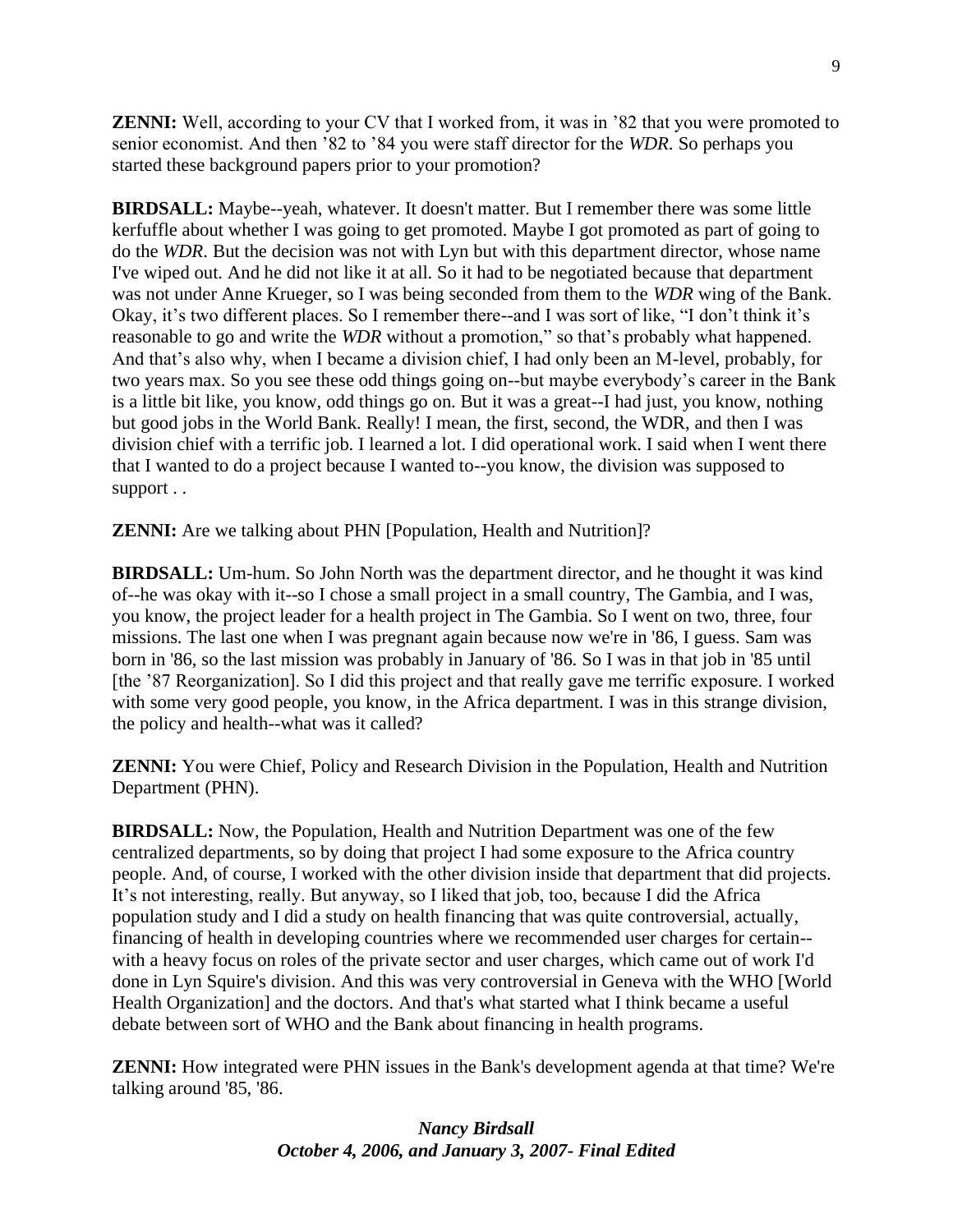**ZENNI:** Well, according to your CV that I worked from, it was in ’82 that you were promoted to senior economist. And then ’82 to ’84 you were staff director for the *WDR*. So perhaps you started these background papers prior to your promotion?

**BIRDSALL:** Maybe--yeah, whatever. It doesn't matter. But I remember there was some little kerfuffle about whether I was going to get promoted. Maybe I got promoted as part of going to do the *WDR*. But the decision was not with Lyn but with this department director, whose name I've wiped out. And he did not like it at all. So it had to be negotiated because that department was not under Anne Krueger, so I was being seconded from them to the *WDR* wing of the Bank. Okay, it’s two different places. So I remember there--and I was sort of like, “I don’t think it’s reasonable to go and write the *WDR* without a promotion,” so that’s probably what happened. And that’s also why, when I became a division chief, I had only been an M-level, probably, for two years max. So you see these odd things going on--but maybe everybody’s career in the Bank is a little bit like, you know, odd things go on. But it was a great--I had just, you know, nothing but good jobs in the World Bank. Really! I mean, the first, second, the WDR, and then I was division chief with a terrific job. I learned a lot. I did operational work. I said when I went there that I wanted to do a project because I wanted to--you know, the division was supposed to support . .

**ZENNI:** Are we talking about PHN [Population, Health and Nutrition]?

**BIRDSALL:** Um-hum. So John North was the department director, and he thought it was kind of--he was okay with it--so I chose a small project in a small country, The Gambia, and I was, you know, the project leader for a health project in The Gambia. So I went on two, three, four missions. The last one when I was pregnant again because now we're in '86, I guess. Sam was born in '86, so the last mission was probably in January of '86. So I was in that job in '85 until [the ’87 Reorganization]. So I did this project and that really gave me terrific exposure. I worked with some very good people, you know, in the Africa department. I was in this strange division, the policy and health--what was it called?

**ZENNI:** You were Chief, Policy and Research Division in the Population, Health and Nutrition Department (PHN).

**BIRDSALL:** Now, the Population, Health and Nutrition Department was one of the few centralized departments, so by doing that project I had some exposure to the Africa country people. And, of course, I worked with the other division inside that department that did projects. It’s not interesting, really. But anyway, so I liked that job, too, because I did the Africa population study and I did a study on health financing that was quite controversial, actually, financing of health in developing countries where we recommended user charges for certain--with a heavy focus on roles of the private sector and user charges, which came out of work I'd done in Lyn Squire's division. And this was very controversial in Geneva with the WHO [World Health Organization] and the doctors. And that's what started what I think became a useful debate between sort of WHO and the Bank about financing in health programs.

**ZENNI:** How integrated were PHN issues in the Bank's development agenda at that time? We're talking around '85, '86.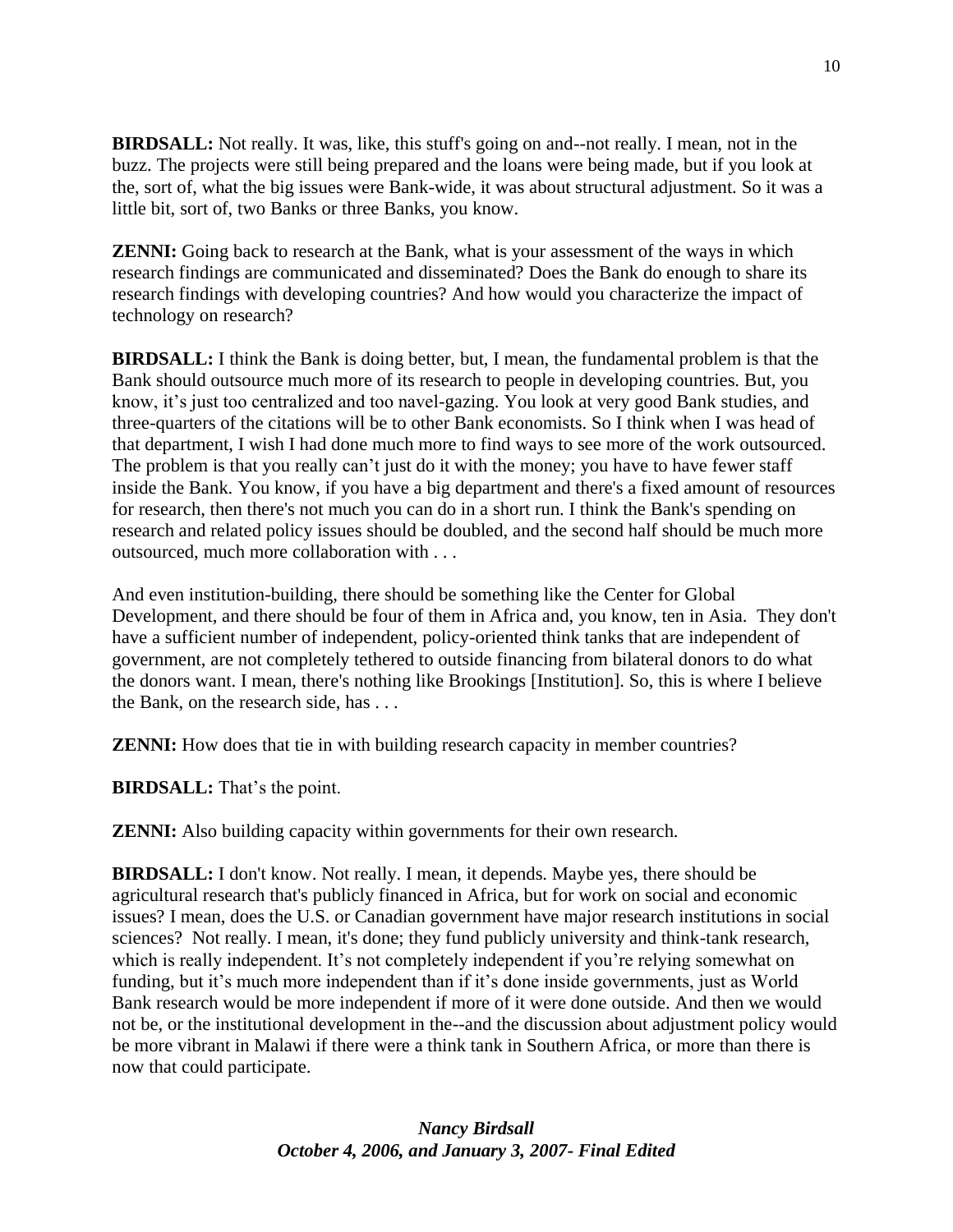**BIRDSALL:** Not really. It was, like, this stuff's going on and--not really. I mean, not in the buzz. The projects were still being prepared and the loans were being made, but if you look at the, sort of, what the big issues were Bank-wide, it was about structural adjustment. So it was a little bit, sort of, two Banks or three Banks, you know.

**ZENNI:** Going back to research at the Bank, what is your assessment of the ways in which research findings are communicated and disseminated? Does the Bank do enough to share its research findings with developing countries? And how would you characterize the impact of technology on research?

**BIRDSALL:** I think the Bank is doing better, but, I mean, the fundamental problem is that the Bank should outsource much more of its research to people in developing countries. But, you know, it's just too centralized and too navel-gazing. You look at very good Bank studies, and three-quarters of the citations will be to other Bank economists. So I think when I was head of that department, I wish I had done much more to find ways to see more of the work outsourced. The problem is that you really can't just do it with the money; you have to have fewer staff inside the Bank. You know, if you have a big department and there's a fixed amount of resources for research, then there's not much you can do in a short run. I think the Bank's spending on research and related policy issues should be doubled, and the second half should be much more outsourced, much more collaboration with . . .

And even institution-building, there should be something like the Center for Global Development, and there should be four of them in Africa and, you know, ten in Asia. They don't have a sufficient number of independent, policy-oriented think tanks that are independent of government, are not completely tethered to outside financing from bilateral donors to do what the donors want. I mean, there's nothing like Brookings [Institution]. So, this is where I believe the Bank, on the research side, has . . .

**ZENNI:** How does that tie in with building research capacity in member countries?

**BIRDSALL:** That's the point.

**ZENNI:** Also building capacity within governments for their own research.

**BIRDSALL:** I don't know. Not really. I mean, it depends. Maybe yes, there should be agricultural research that's publicly financed in Africa, but for work on social and economic issues? I mean, does the U.S. or Canadian government have major research institutions in social sciences? Not really. I mean, it's done; they fund publicly university and think-tank research, which is really independent. It's not completely independent if you're relying somewhat on funding, but it's much more independent than if it's done inside governments, just as World Bank research would be more independent if more of it were done outside. And then we would not be, or the institutional development in the--and the discussion about adjustment policy would be more vibrant in Malawi if there were a think tank in Southern Africa, or more than there is now that could participate.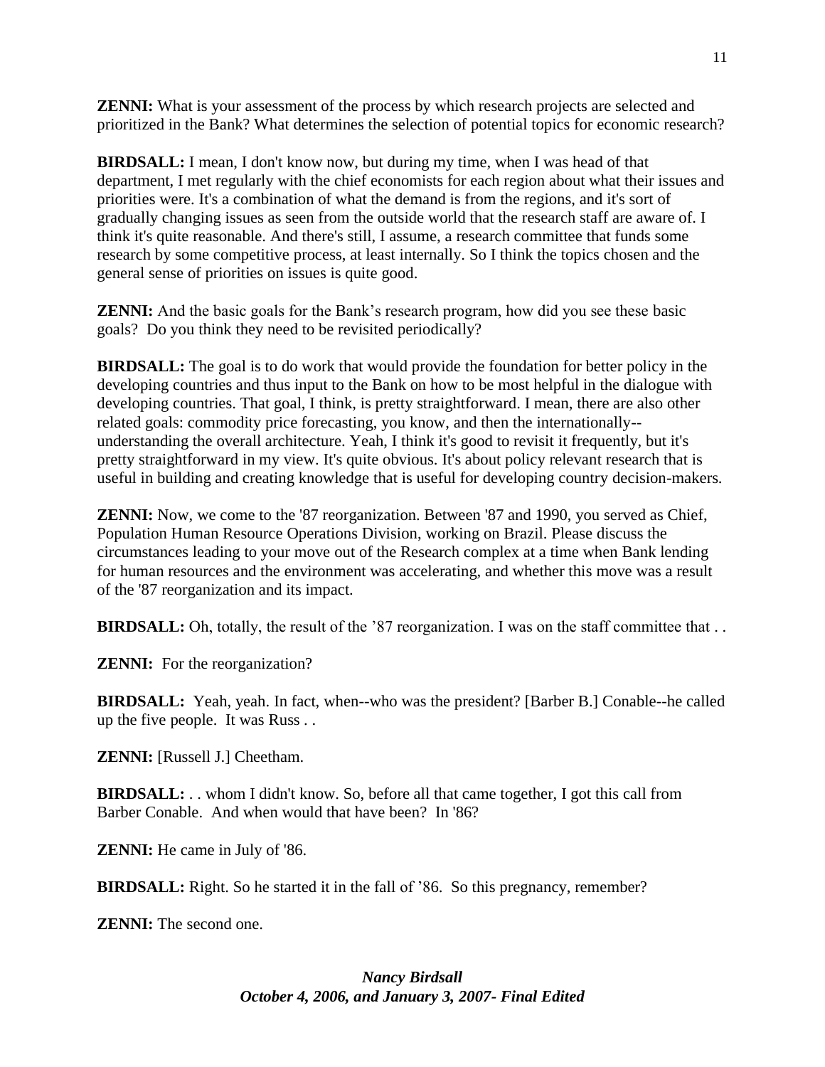**ZENNI:** What is your assessment of the process by which research projects are selected and prioritized in the Bank? What determines the selection of potential topics for economic research?

**BIRDSALL:** I mean, I don't know now, but during my time, when I was head of that department, I met regularly with the chief economists for each region about what their issues and priorities were. It's a combination of what the demand is from the regions, and it's sort of gradually changing issues as seen from the outside world that the research staff are aware of. I think it's quite reasonable. And there's still, I assume, a research committee that funds some research by some competitive process, at least internally. So I think the topics chosen and the general sense of priorities on issues is quite good.

**ZENNI:** And the basic goals for the Bank's research program, how did you see these basic goals? Do you think they need to be revisited periodically?

**BIRDSALL:** The goal is to do work that would provide the foundation for better policy in the developing countries and thus input to the Bank on how to be most helpful in the dialogue with developing countries. That goal, I think, is pretty straightforward. I mean, there are also other related goals: commodity price forecasting, you know, and then the internationally--understanding the overall architecture. Yeah, I think it's good to revisit it frequently, but it's pretty straightforward in my view. It's quite obvious. It's about policy relevant research that is useful in building and creating knowledge that is useful for developing country decision-makers.

**ZENNI:** Now, we come to the '87 reorganization. Between '87 and 1990, you served as Chief, Population Human Resource Operations Division, working on Brazil. Please discuss the circumstances leading to your move out of the Research complex at a time when Bank lending for human resources and the environment was accelerating, and whether this move was a result of the '87 reorganization and its impact.

**BIRDSALL:** Oh, totally, the result of the '87 reorganization. I was on the staff committee that . .

**ZENNI:** For the reorganization?

**BIRDSALL:** Yeah, yeah. In fact, when--who was the president? [Barber B.] Conable--he called up the five people. It was Russ . .

**ZENNI:** [Russell J.] Cheetham.

**BIRDSALL:** . . whom I didn't know. So, before all that came together, I got this call from Barber Conable. And when would that have been? In '86?

**ZENNI:** He came in July of '86.

**BIRDSALL:** Right. So he started it in the fall of '86. So this pregnancy, remember?

**ZENNI:** The second one.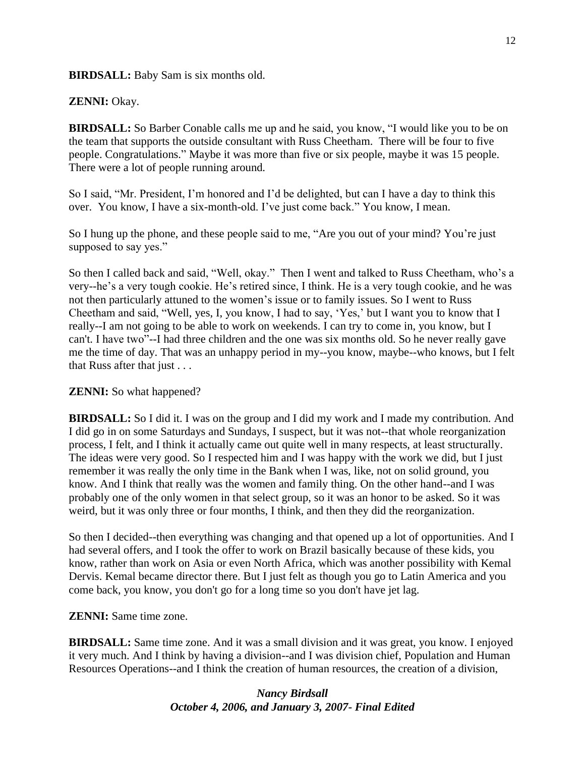**BIRDSALL:** Baby Sam is six months old.

**ZENNI:** Okay.

**BIRDSALL:** So Barber Conable calls me up and he said, you know, "I would like you to be on the team that supports the outside consultant with Russ Cheetham. There will be four to five people. Congratulations." Maybe it was more than five or six people, maybe it was 15 people. There were a lot of people running around.

So I said, "Mr. President, I'm honored and I'd be delighted, but can I have a day to think this over. You know, I have a six-month-old. I've just come back." You know, I mean.

So I hung up the phone, and these people said to me, "Are you out of your mind? You're just supposed to say yes."

So then I called back and said, "Well, okay." Then I went and talked to Russ Cheetham, who's a very--he's a very tough cookie. He's retired since, I think. He is a very tough cookie, and he was not then particularly attuned to the women's issue or to family issues. So I went to Russ Cheetham and said, "Well, yes, I, you know, I had to say, 'Yes,' but I want you to know that I really--I am not going to be able to work on weekends. I can try to come in, you know, but I can't. I have two"--I had three children and the one was six months old. So he never really gave me the time of day. That was an unhappy period in my--you know, maybe--who knows, but I felt that Russ after that just . . .

**ZENNI:** So what happened?

**BIRDSALL:** So I did it. I was on the group and I did my work and I made my contribution. And I did go in on some Saturdays and Sundays, I suspect, but it was not--that whole reorganization process, I felt, and I think it actually came out quite well in many respects, at least structurally. The ideas were very good. So I respected him and I was happy with the work we did, but I just remember it was really the only time in the Bank when I was, like, not on solid ground, you know. And I think that really was the women and family thing. On the other hand--and I was probably one of the only women in that select group, so it was an honor to be asked. So it was weird, but it was only three or four months, I think, and then they did the reorganization.

So then I decided--then everything was changing and that opened up a lot of opportunities. And I had several offers, and I took the offer to work on Brazil basically because of these kids, you know, rather than work on Asia or even North Africa, which was another possibility with Kemal Dervis. Kemal became director there. But I just felt as though you go to Latin America and you come back, you know, you don't go for a long time so you don't have jet lag.

**ZENNI:** Same time zone.

**BIRDSALL:** Same time zone. And it was a small division and it was great, you know. I enjoyed it very much. And I think by having a division--and I was division chief, Population and Human Resources Operations--and I think the creation of human resources, the creation of a division,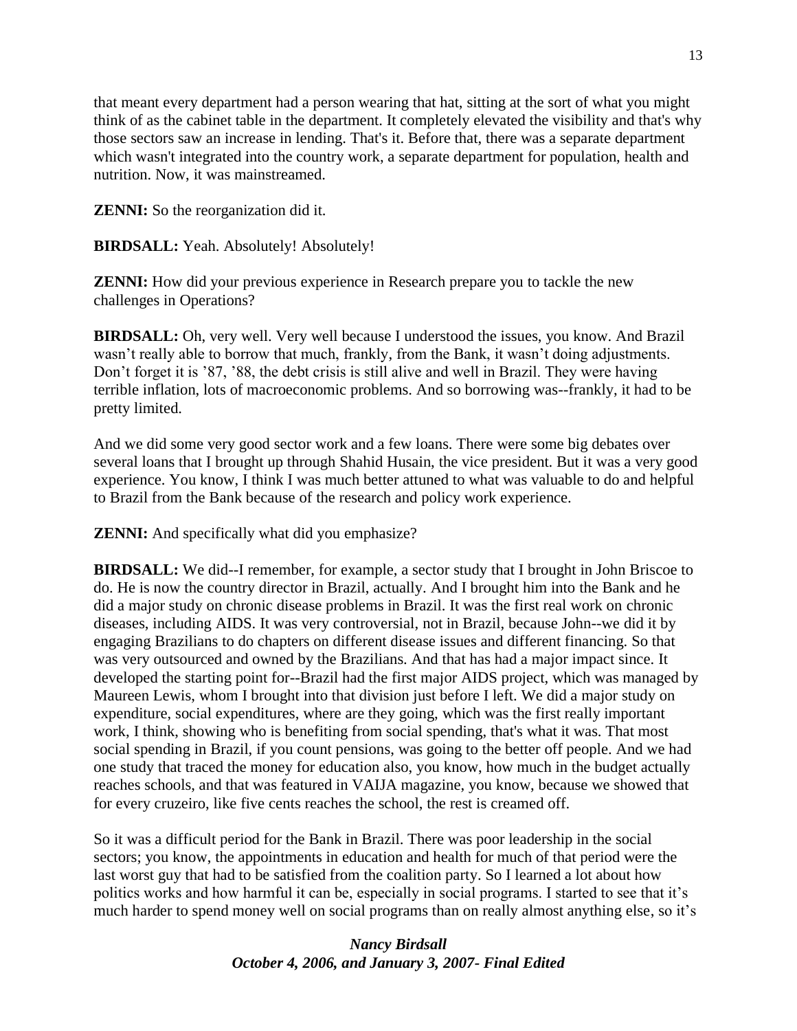that meant every department had a person wearing that hat, sitting at the sort of what you might think of as the cabinet table in the department. It completely elevated the visibility and that's why those sectors saw an increase in lending. That's it. Before that, there was a separate department which wasn't integrated into the country work, a separate department for population, health and nutrition. Now, it was mainstreamed.

**ZENNI:** So the reorganization did it.

**BIRDSALL:** Yeah. Absolutely! Absolutely!

**ZENNI:** How did your previous experience in Research prepare you to tackle the new challenges in Operations?

**BIRDSALL:** Oh, very well. Very well because I understood the issues, you know. And Brazil wasn't really able to borrow that much, frankly, from the Bank, it wasn't doing adjustments. Don't forget it is '87, '88, the debt crisis is still alive and well in Brazil. They were having terrible inflation, lots of macroeconomic problems. And so borrowing was--frankly, it had to be pretty limited.

And we did some very good sector work and a few loans. There were some big debates over several loans that I brought up through Shahid Husain, the vice president. But it was a very good experience. You know, I think I was much better attuned to what was valuable to do and helpful to Brazil from the Bank because of the research and policy work experience.

**ZENNI:** And specifically what did you emphasize?

**BIRDSALL:** We did--I remember, for example, a sector study that I brought in John Briscoe to do. He is now the country director in Brazil, actually. And I brought him into the Bank and he did a major study on chronic disease problems in Brazil. It was the first real work on chronic diseases, including AIDS. It was very controversial, not in Brazil, because John--we did it by engaging Brazilians to do chapters on different disease issues and different financing. So that was very outsourced and owned by the Brazilians. And that has had a major impact since. It developed the starting point for--Brazil had the first major AIDS project, which was managed by Maureen Lewis, whom I brought into that division just before I left. We did a major study on expenditure, social expenditures, where are they going, which was the first really important work, I think, showing who is benefiting from social spending, that's what it was. That most social spending in Brazil, if you count pensions, was going to the better off people. And we had one study that traced the money for education also, you know, how much in the budget actually reaches schools, and that was featured in VAIJA magazine, you know, because we showed that for every cruzeiro, like five cents reaches the school, the rest is creamed off.

So it was a difficult period for the Bank in Brazil. There was poor leadership in the social sectors; you know, the appointments in education and health for much of that period were the last worst guy that had to be satisfied from the coalition party. So I learned a lot about how politics works and how harmful it can be, especially in social programs. I started to see that it's much harder to spend money well on social programs than on really almost anything else, so it's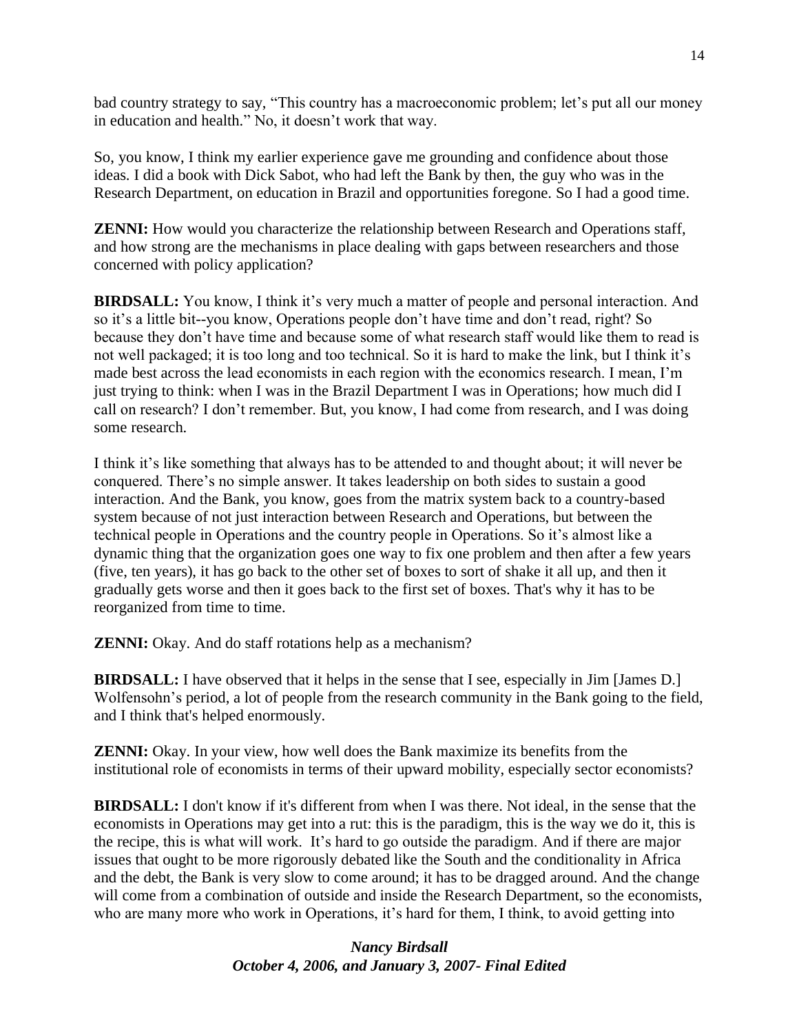bad country strategy to say, "This country has a macroeconomic problem; let's put all our money in education and health." No, it doesn't work that way.

So, you know, I think my earlier experience gave me grounding and confidence about those ideas. I did a book with Dick Sabot, who had left the Bank by then, the guy who was in the Research Department, on education in Brazil and opportunities foregone. So I had a good time.

**ZENNI:** How would you characterize the relationship between Research and Operations staff, and how strong are the mechanisms in place dealing with gaps between researchers and those concerned with policy application?

**BIRDSALL:** You know, I think it's very much a matter of people and personal interaction. And so it's a little bit--you know, Operations people don't have time and don't read, right? So because they don't have time and because some of what research staff would like them to read is not well packaged; it is too long and too technical. So it is hard to make the link, but I think it's made best across the lead economists in each region with the economics research. I mean, I'm just trying to think: when I was in the Brazil Department I was in Operations; how much did I call on research? I don't remember. But, you know, I had come from research, and I was doing some research.

I think it's like something that always has to be attended to and thought about; it will never be conquered. There's no simple answer. It takes leadership on both sides to sustain a good interaction. And the Bank, you know, goes from the matrix system back to a country-based system because of not just interaction between Research and Operations, but between the technical people in Operations and the country people in Operations. So it's almost like a dynamic thing that the organization goes one way to fix one problem and then after a few years (five, ten years), it has go back to the other set of boxes to sort of shake it all up, and then it gradually gets worse and then it goes back to the first set of boxes. That's why it has to be reorganized from time to time.

**ZENNI:** Okay. And do staff rotations help as a mechanism?

**BIRDSALL:** I have observed that it helps in the sense that I see, especially in Jim [James D.] Wolfensohn's period, a lot of people from the research community in the Bank going to the field, and I think that's helped enormously.

**ZENNI:** Okay. In your view, how well does the Bank maximize its benefits from the institutional role of economists in terms of their upward mobility, especially sector economists?

**BIRDSALL:** I don't know if it's different from when I was there. Not ideal, in the sense that the economists in Operations may get into a rut: this is the paradigm, this is the way we do it, this is the recipe, this is what will work. It's hard to go outside the paradigm. And if there are major issues that ought to be more rigorously debated like the South and the conditionality in Africa and the debt, the Bank is very slow to come around; it has to be dragged around. And the change will come from a combination of outside and inside the Research Department, so the economists, who are many more who work in Operations, it's hard for them, I think, to avoid getting into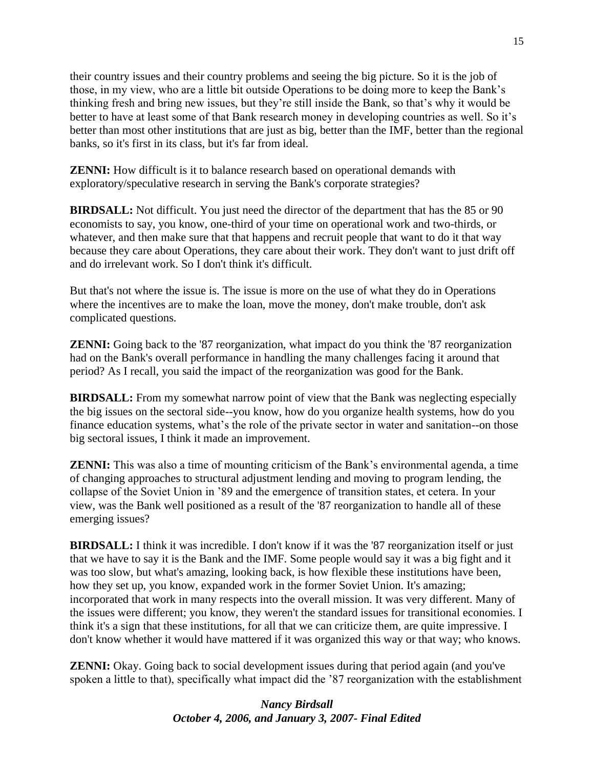their country issues and their country problems and seeing the big picture. So it is the job of those, in my view, who are a little bit outside Operations to be doing more to keep the Bank's thinking fresh and bring new issues, but they're still inside the Bank, so that's why it would be better to have at least some of that Bank research money in developing countries as well. So it's better than most other institutions that are just as big, better than the IMF, better than the regional banks, so it's first in its class, but it's far from ideal.

**ZENNI:** How difficult is it to balance research based on operational demands with exploratory/speculative research in serving the Bank's corporate strategies?

**BIRDSALL:** Not difficult. You just need the director of the department that has the 85 or 90 economists to say, you know, one-third of your time on operational work and two-thirds, or whatever, and then make sure that that happens and recruit people that want to do it that way because they care about Operations, they care about their work. They don't want to just drift off and do irrelevant work. So I don't think it's difficult.

But that's not where the issue is. The issue is more on the use of what they do in Operations where the incentives are to make the loan, move the money, don't make trouble, don't ask complicated questions.

**ZENNI:** Going back to the '87 reorganization, what impact do you think the '87 reorganization had on the Bank's overall performance in handling the many challenges facing it around that period? As I recall, you said the impact of the reorganization was good for the Bank.

**BIRDSALL:** From my somewhat narrow point of view that the Bank was neglecting especially the big issues on the sectoral side--you know, how do you organize health systems, how do you finance education systems, what's the role of the private sector in water and sanitation--on those big sectoral issues, I think it made an improvement.

**ZENNI:** This was also a time of mounting criticism of the Bank's environmental agenda, a time of changing approaches to structural adjustment lending and moving to program lending, the collapse of the Soviet Union in '89 and the emergence of transition states, et cetera. In your view, was the Bank well positioned as a result of the '87 reorganization to handle all of these emerging issues?

**BIRDSALL:** I think it was incredible. I don't know if it was the '87 reorganization itself or just that we have to say it is the Bank and the IMF. Some people would say it was a big fight and it was too slow, but what's amazing, looking back, is how flexible these institutions have been, how they set up, you know, expanded work in the former Soviet Union. It's amazing; incorporated that work in many respects into the overall mission. It was very different. Many of the issues were different; you know, they weren't the standard issues for transitional economies. I think it's a sign that these institutions, for all that we can criticize them, are quite impressive. I don't know whether it would have mattered if it was organized this way or that way; who knows.

**ZENNI:** Okay. Going back to social development issues during that period again (and you've spoken a little to that), specifically what impact did the '87 reorganization with the establishment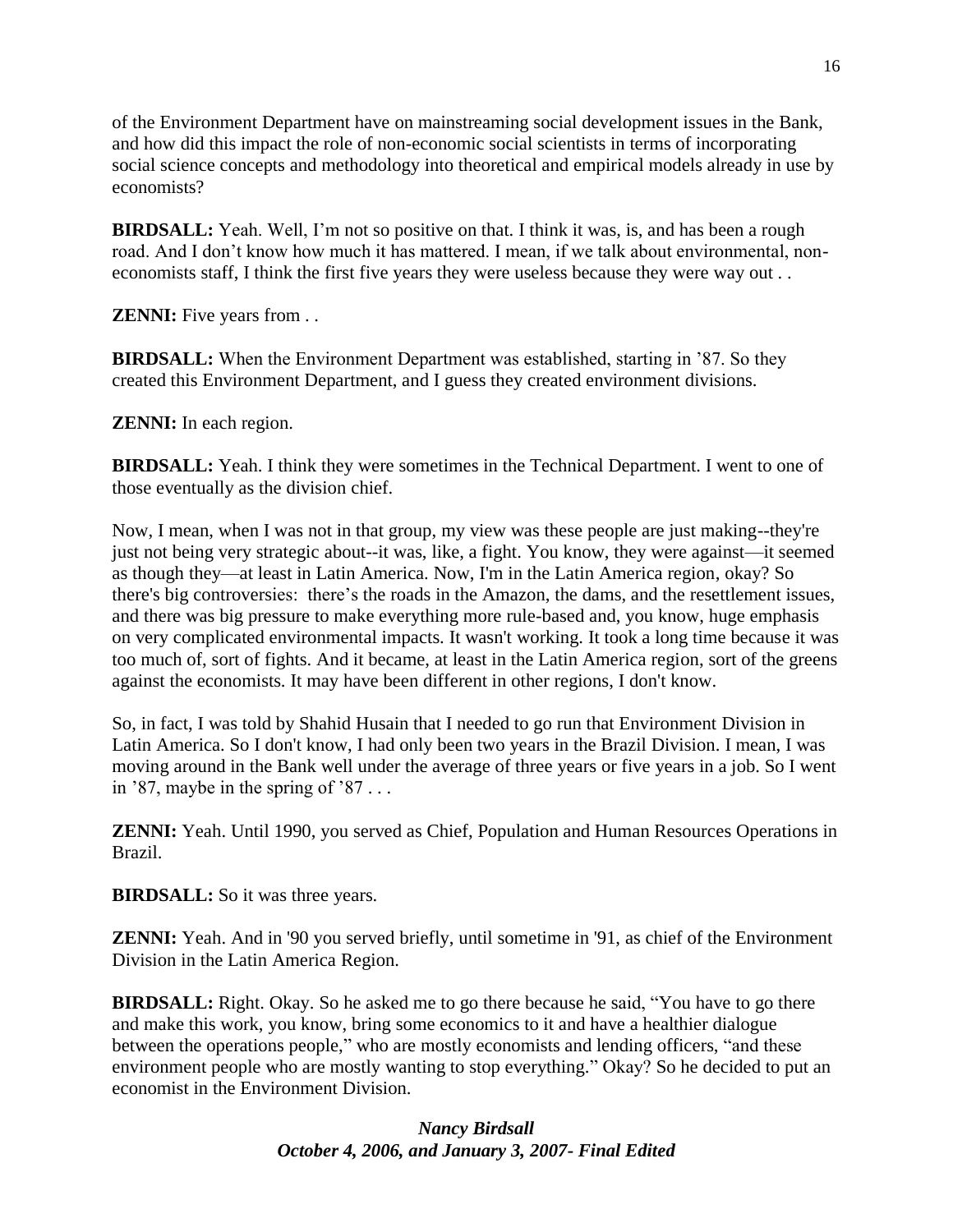of the Environment Department have on mainstreaming social development issues in the Bank, and how did this impact the role of non-economic social scientists in terms of incorporating social science concepts and methodology into theoretical and empirical models already in use by economists?

**BIRDSALL:** Yeah. Well, I'm not so positive on that. I think it was, is, and has been a rough road. And I don't know how much it has mattered. I mean, if we talk about environmental, non-economists staff, I think the first five years they were useless because they were way out . .

**ZENNI:** Five years from . .

**BIRDSALL:** When the Environment Department was established, starting in '87. So they created this Environment Department, and I guess they created environment divisions.

**ZENNI:** In each region.

**BIRDSALL:** Yeah. I think they were sometimes in the Technical Department. I went to one of those eventually as the division chief.

Now, I mean, when I was not in that group, my view was these people are just making--they're just not being very strategic about--it was, like, a fight. You know, they were against—it seemed as though they—at least in Latin America. Now, I'm in the Latin America region, okay? So there's big controversies: there's the roads in the Amazon, the dams, and the resettlement issues, and there was big pressure to make everything more rule-based and, you know, huge emphasis on very complicated environmental impacts. It wasn't working. It took a long time because it was too much of, sort of fights. And it became, at least in the Latin America region, sort of the greens against the economists. It may have been different in other regions, I don't know.

So, in fact, I was told by Shahid Husain that I needed to go run that Environment Division in Latin America. So I don't know, I had only been two years in the Brazil Division. I mean, I was moving around in the Bank well under the average of three years or five years in a job. So I went in '87, maybe in the spring of '87 . . .

**ZENNI:** Yeah. Until 1990, you served as Chief, Population and Human Resources Operations in Brazil.

**BIRDSALL:** So it was three years.

**ZENNI:** Yeah. And in '90 you served briefly, until sometime in '91, as chief of the Environment Division in the Latin America Region.

**BIRDSALL:** Right. Okay. So he asked me to go there because he said, "You have to go there and make this work, you know, bring some economics to it and have a healthier dialogue between the operations people," who are mostly economists and lending officers, "and these environment people who are mostly wanting to stop everything." Okay? So he decided to put an economist in the Environment Division.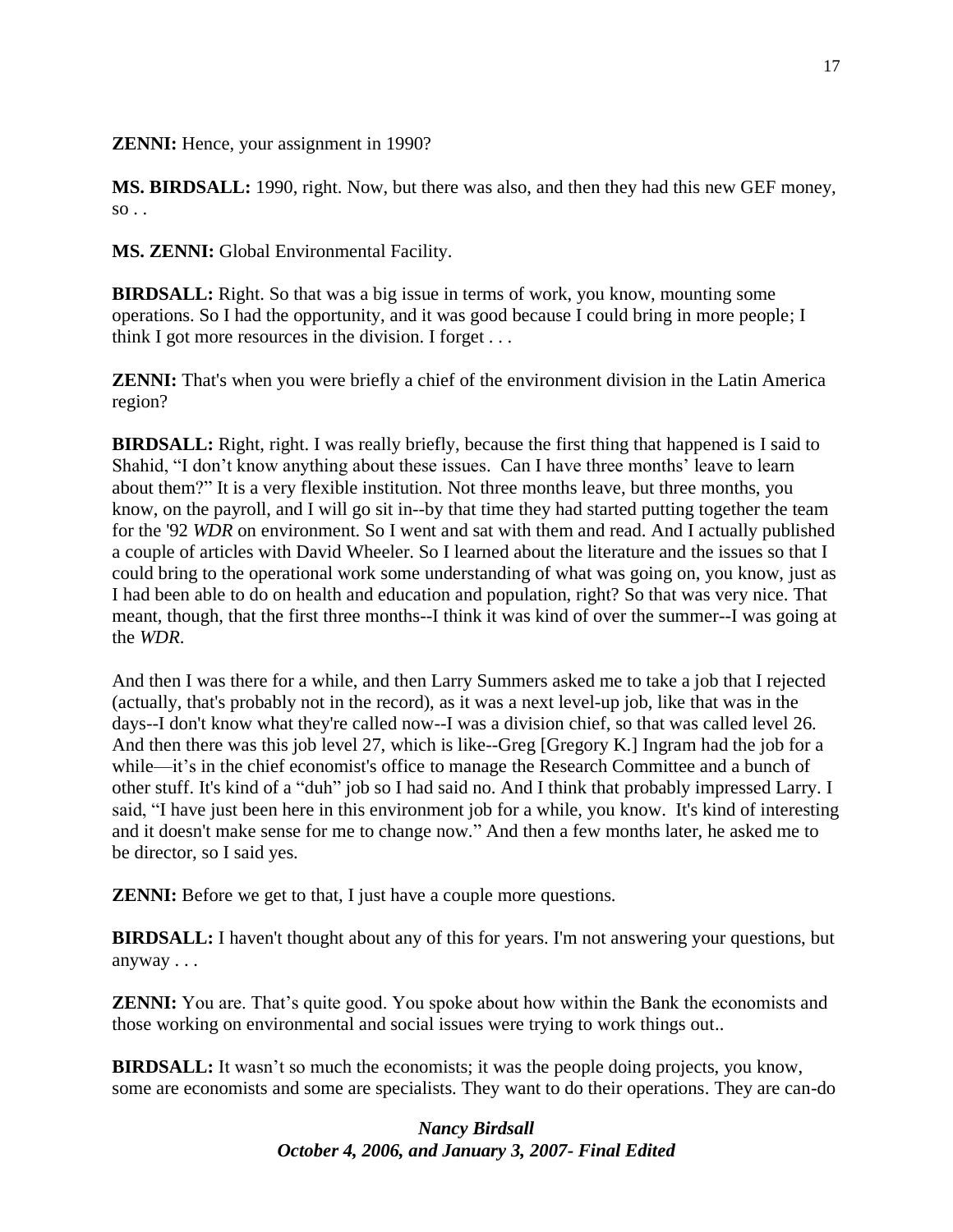**ZENNI:** Hence, your assignment in 1990?

**MS. BIRDSALL:** 1990, right. Now, but there was also, and then they had this new GEF money, so . .

**MS. ZENNI:** Global Environmental Facility.

**BIRDSALL:** Right. So that was a big issue in terms of work, you know, mounting some operations. So I had the opportunity, and it was good because I could bring in more people; I think I got more resources in the division. I forget . . .

**ZENNI:** That's when you were briefly a chief of the environment division in the Latin America region?

**BIRDSALL:** Right, right. I was really briefly, because the first thing that happened is I said to Shahid, “I don’t know anything about these issues. Can I have three months’ leave to learn about them?” It is a very flexible institution. Not three months leave, but three months, you know, on the payroll, and I will go sit in--by that time they had started putting together the team for the '92 *WDR* on environment. So I went and sat with them and read. And I actually published a couple of articles with David Wheeler. So I learned about the literature and the issues so that I could bring to the operational work some understanding of what was going on, you know, just as I had been able to do on health and education and population, right? So that was very nice. That meant, though, that the first three months--I think it was kind of over the summer--I was going at the *WDR*.

And then I was there for a while, and then Larry Summers asked me to take a job that I rejected (actually, that's probably not in the record), as it was a next level-up job, like that was in the days--I don't know what they're called now--I was a division chief, so that was called level 26. And then there was this job level 27, which is like--Greg [Gregory K.] Ingram had the job for a while—it’s in the chief economist's office to manage the Research Committee and a bunch of other stuff. It's kind of a “duh” job so I had said no. And I think that probably impressed Larry. I said, “I have just been here in this environment job for a while, you know. It's kind of interesting and it doesn't make sense for me to change now.” And then a few months later, he asked me to be director, so I said yes.

**ZENNI:** Before we get to that, I just have a couple more questions.

**BIRDSALL:** I haven't thought about any of this for years. I'm not answering your questions, but anyway . . .

**ZENNI:** You are. That’s quite good. You spoke about how within the Bank the economists and those working on environmental and social issues were trying to work things out..

**BIRDSALL:** It wasn’t so much the economists; it was the people doing projects, you know, some are economists and some are specialists. They want to do their operations. They are can-do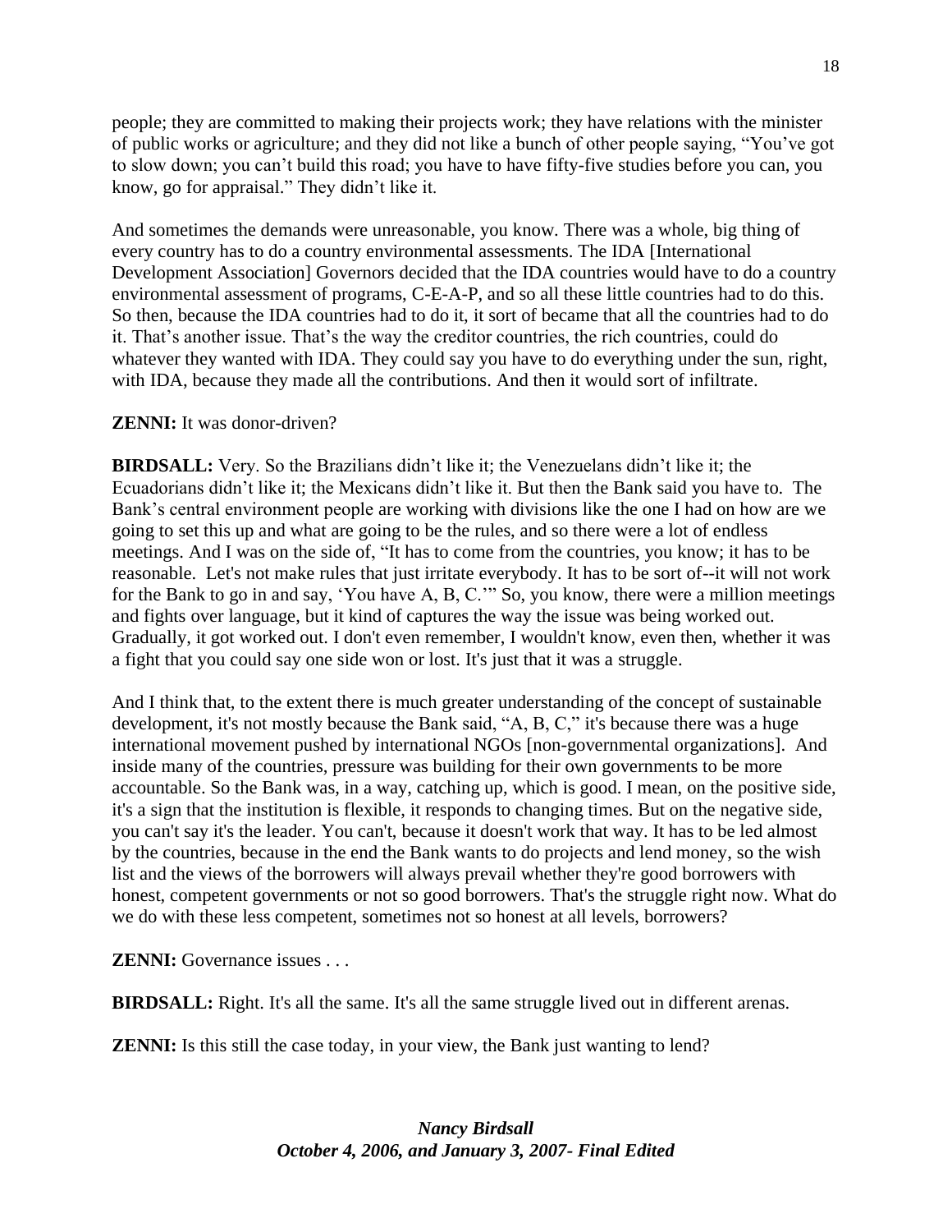people; they are committed to making their projects work; they have relations with the minister of public works or agriculture; and they did not like a bunch of other people saying, "You've got to slow down; you can't build this road; you have to have fifty-five studies before you can, you know, go for appraisal." They didn't like it.

And sometimes the demands were unreasonable, you know. There was a whole, big thing of every country has to do a country environmental assessments. The IDA [International Development Association] Governors decided that the IDA countries would have to do a country environmental assessment of programs, C-E-A-P, and so all these little countries had to do this. So then, because the IDA countries had to do it, it sort of became that all the countries had to do it. That's another issue. That's the way the creditor countries, the rich countries, could do whatever they wanted with IDA. They could say you have to do everything under the sun, right, with IDA, because they made all the contributions. And then it would sort of infiltrate.

**ZENNI:** It was donor-driven?

**BIRDSALL:** Very. So the Brazilians didn't like it; the Venezuelans didn't like it; the Ecuadorians didn't like it; the Mexicans didn't like it. But then the Bank said you have to. The Bank's central environment people are working with divisions like the one I had on how are we going to set this up and what are going to be the rules, and so there were a lot of endless meetings. And I was on the side of, "It has to come from the countries, you know; it has to be reasonable. Let's not make rules that just irritate everybody. It has to be sort of--it will not work for the Bank to go in and say, 'You have A, B, C.'" So, you know, there were a million meetings and fights over language, but it kind of captures the way the issue was being worked out. Gradually, it got worked out. I don't even remember, I wouldn't know, even then, whether it was a fight that you could say one side won or lost. It's just that it was a struggle.

And I think that, to the extent there is much greater understanding of the concept of sustainable development, it's not mostly because the Bank said, "A, B, C," it's because there was a huge international movement pushed by international NGOs [non-governmental organizations]. And inside many of the countries, pressure was building for their own governments to be more accountable. So the Bank was, in a way, catching up, which is good. I mean, on the positive side, it's a sign that the institution is flexible, it responds to changing times. But on the negative side, you can't say it's the leader. You can't, because it doesn't work that way. It has to be led almost by the countries, because in the end the Bank wants to do projects and lend money, so the wish list and the views of the borrowers will always prevail whether they're good borrowers with honest, competent governments or not so good borrowers. That's the struggle right now. What do we do with these less competent, sometimes not so honest at all levels, borrowers?

**ZENNI:** Governance issues . . .

**BIRDSALL:** Right. It's all the same. It's all the same struggle lived out in different arenas.

**ZENNI:** Is this still the case today, in your view, the Bank just wanting to lend?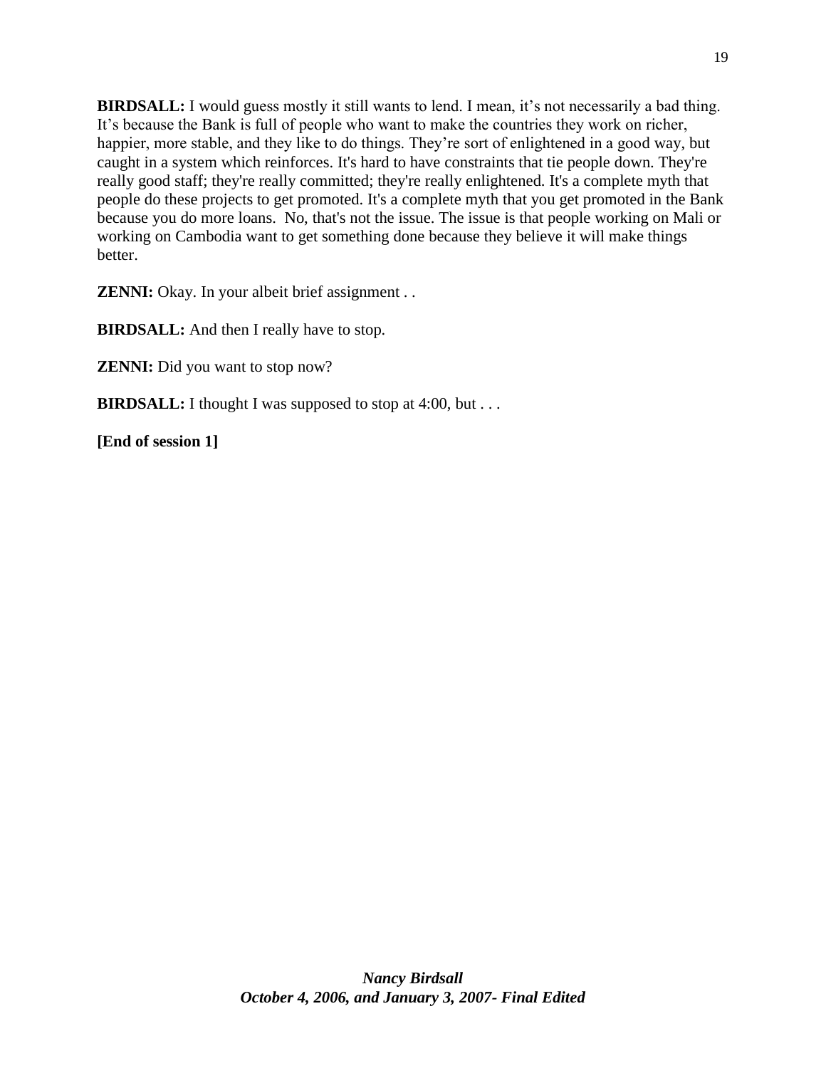**BIRDSALL:** I would guess mostly it still wants to lend. I mean, it’s not necessarily a bad thing. It’s because the Bank is full of people who want to make the countries they work on richer, happier, more stable, and they like to do things. They’re sort of enlightened in a good way, but caught in a system which reinforces. It's hard to have constraints that tie people down. They're really good staff; they're really committed; they're really enlightened. It's a complete myth that people do these projects to get promoted. It's a complete myth that you get promoted in the Bank because you do more loans.  No, that's not the issue. The issue is that people working on Mali or working on Cambodia want to get something done because they believe it will make things better.

**ZENNI:** Okay. In your albeit brief assignment . .

**BIRDSALL:** And then I really have to stop.

**ZENNI:** Did you want to stop now?

**BIRDSALL:** I thought I was supposed to stop at 4:00, but . . .

**[End of session 1]**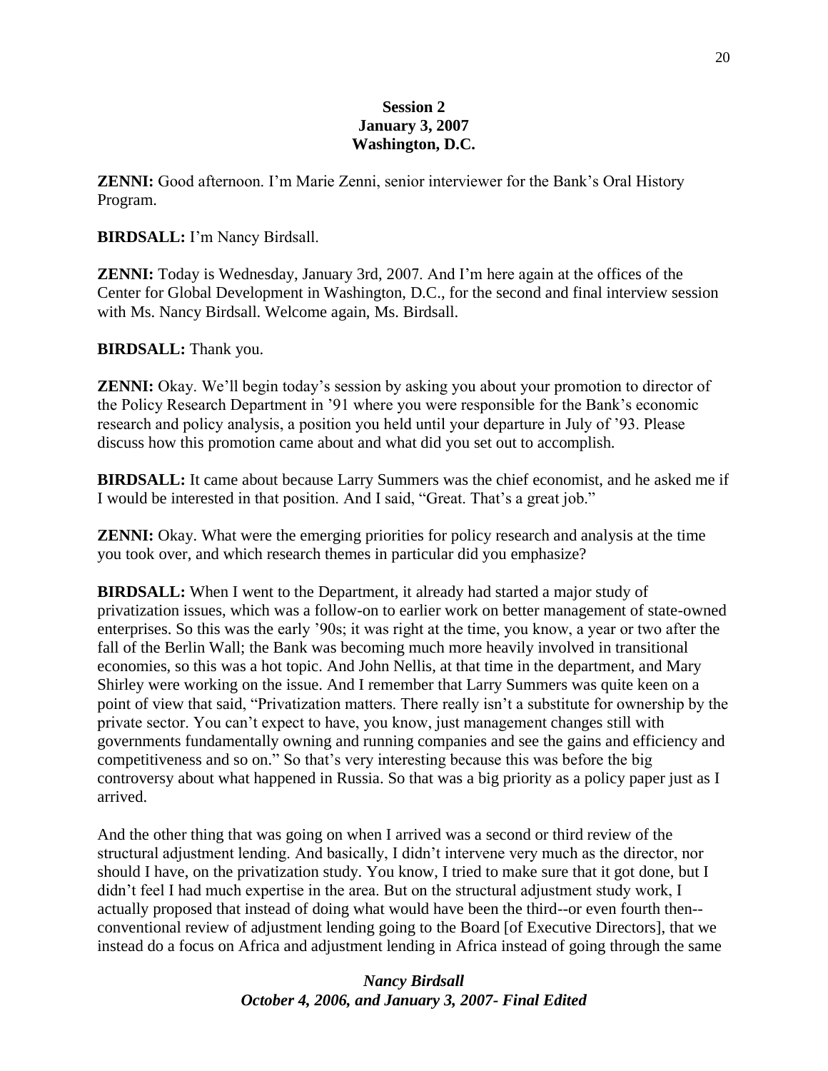**Session 2**
**January 3, 2007**
**Washington, D.C.**

**ZENNI:** Good afternoon. I'm Marie Zenni, senior interviewer for the Bank's Oral History Program.

**BIRDSALL:** I'm Nancy Birdsall.

**ZENNI:** Today is Wednesday, January 3rd, 2007. And I'm here again at the offices of the Center for Global Development in Washington, D.C., for the second and final interview session with Ms. Nancy Birdsall. Welcome again, Ms. Birdsall.

**BIRDSALL:** Thank you.

**ZENNI:** Okay. We'll begin today's session by asking you about your promotion to director of the Policy Research Department in '91 where you were responsible for the Bank's economic research and policy analysis, a position you held until your departure in July of '93. Please discuss how this promotion came about and what did you set out to accomplish.

**BIRDSALL:** It came about because Larry Summers was the chief economist, and he asked me if I would be interested in that position. And I said, "Great. That's a great job."

**ZENNI:** Okay. What were the emerging priorities for policy research and analysis at the time you took over, and which research themes in particular did you emphasize?

**BIRDSALL:** When I went to the Department, it already had started a major study of privatization issues, which was a follow-on to earlier work on better management of state-owned enterprises. So this was the early '90s; it was right at the time, you know, a year or two after the fall of the Berlin Wall; the Bank was becoming much more heavily involved in transitional economies, so this was a hot topic. And John Nellis, at that time in the department, and Mary Shirley were working on the issue. And I remember that Larry Summers was quite keen on a point of view that said, "Privatization matters. There really isn't a substitute for ownership by the private sector. You can't expect to have, you know, just management changes still with governments fundamentally owning and running companies and see the gains and efficiency and competitiveness and so on." So that's very interesting because this was before the big controversy about what happened in Russia. So that was a big priority as a policy paper just as I arrived.

And the other thing that was going on when I arrived was a second or third review of the structural adjustment lending. And basically, I didn't intervene very much as the director, nor should I have, on the privatization study. You know, I tried to make sure that it got done, but I didn't feel I had much expertise in the area. But on the structural adjustment study work, I actually proposed that instead of doing what would have been the third--or even fourth then--conventional review of adjustment lending going to the Board [of Executive Directors], that we instead do a focus on Africa and adjustment lending in Africa instead of going through the same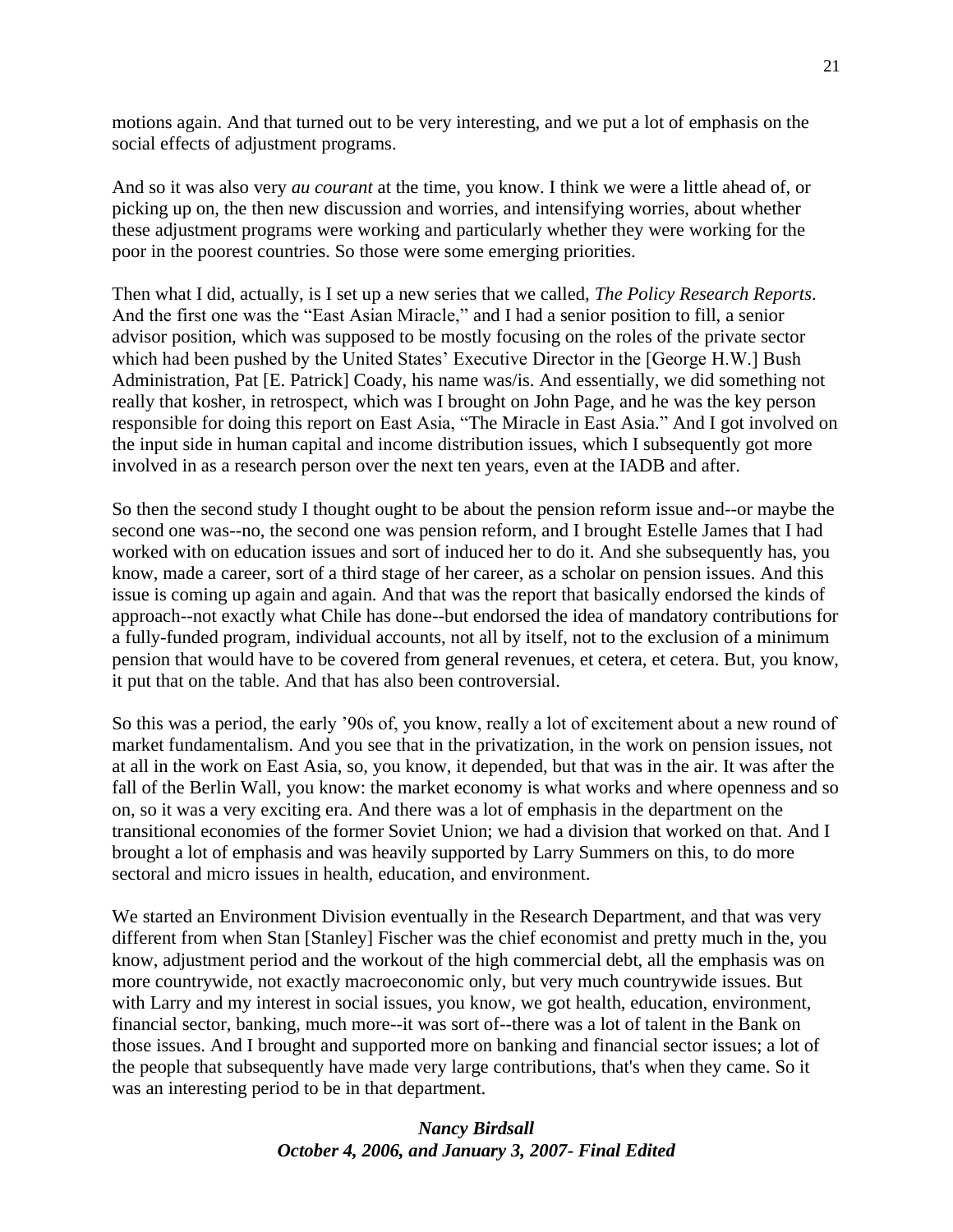motions again. And that turned out to be very interesting, and we put a lot of emphasis on the social effects of adjustment programs.

And so it was also very *au courant* at the time, you know. I think we were a little ahead of, or picking up on, the then new discussion and worries, and intensifying worries, about whether these adjustment programs were working and particularly whether they were working for the poor in the poorest countries. So those were some emerging priorities.

Then what I did, actually, is I set up a new series that we called, *The Policy Research Reports*. And the first one was the "East Asian Miracle," and I had a senior position to fill, a senior advisor position, which was supposed to be mostly focusing on the roles of the private sector which had been pushed by the United States' Executive Director in the [George H.W.] Bush Administration, Pat [E. Patrick] Coady, his name was/is. And essentially, we did something not really that kosher, in retrospect, which was I brought on John Page, and he was the key person responsible for doing this report on East Asia, "The Miracle in East Asia." And I got involved on the input side in human capital and income distribution issues, which I subsequently got more involved in as a research person over the next ten years, even at the IADB and after.

So then the second study I thought ought to be about the pension reform issue and--or maybe the second one was--no, the second one was pension reform, and I brought Estelle James that I had worked with on education issues and sort of induced her to do it. And she subsequently has, you know, made a career, sort of a third stage of her career, as a scholar on pension issues. And this issue is coming up again and again. And that was the report that basically endorsed the kinds of approach--not exactly what Chile has done--but endorsed the idea of mandatory contributions for a fully-funded program, individual accounts, not all by itself, not to the exclusion of a minimum pension that would have to be covered from general revenues, et cetera, et cetera. But, you know, it put that on the table. And that has also been controversial.

So this was a period, the early '90s of, you know, really a lot of excitement about a new round of market fundamentalism. And you see that in the privatization, in the work on pension issues, not at all in the work on East Asia, so, you know, it depended, but that was in the air. It was after the fall of the Berlin Wall, you know: the market economy is what works and where openness and so on, so it was a very exciting era. And there was a lot of emphasis in the department on the transitional economies of the former Soviet Union; we had a division that worked on that. And I brought a lot of emphasis and was heavily supported by Larry Summers on this, to do more sectoral and micro issues in health, education, and environment.

We started an Environment Division eventually in the Research Department, and that was very different from when Stan [Stanley] Fischer was the chief economist and pretty much in the, you know, adjustment period and the workout of the high commercial debt, all the emphasis was on more countrywide, not exactly macroeconomic only, but very much countrywide issues. But with Larry and my interest in social issues, you know, we got health, education, environment, financial sector, banking, much more--it was sort of--there was a lot of talent in the Bank on those issues. And I brought and supported more on banking and financial sector issues; a lot of the people that subsequently have made very large contributions, that's when they came. So it was an interesting period to be in that department.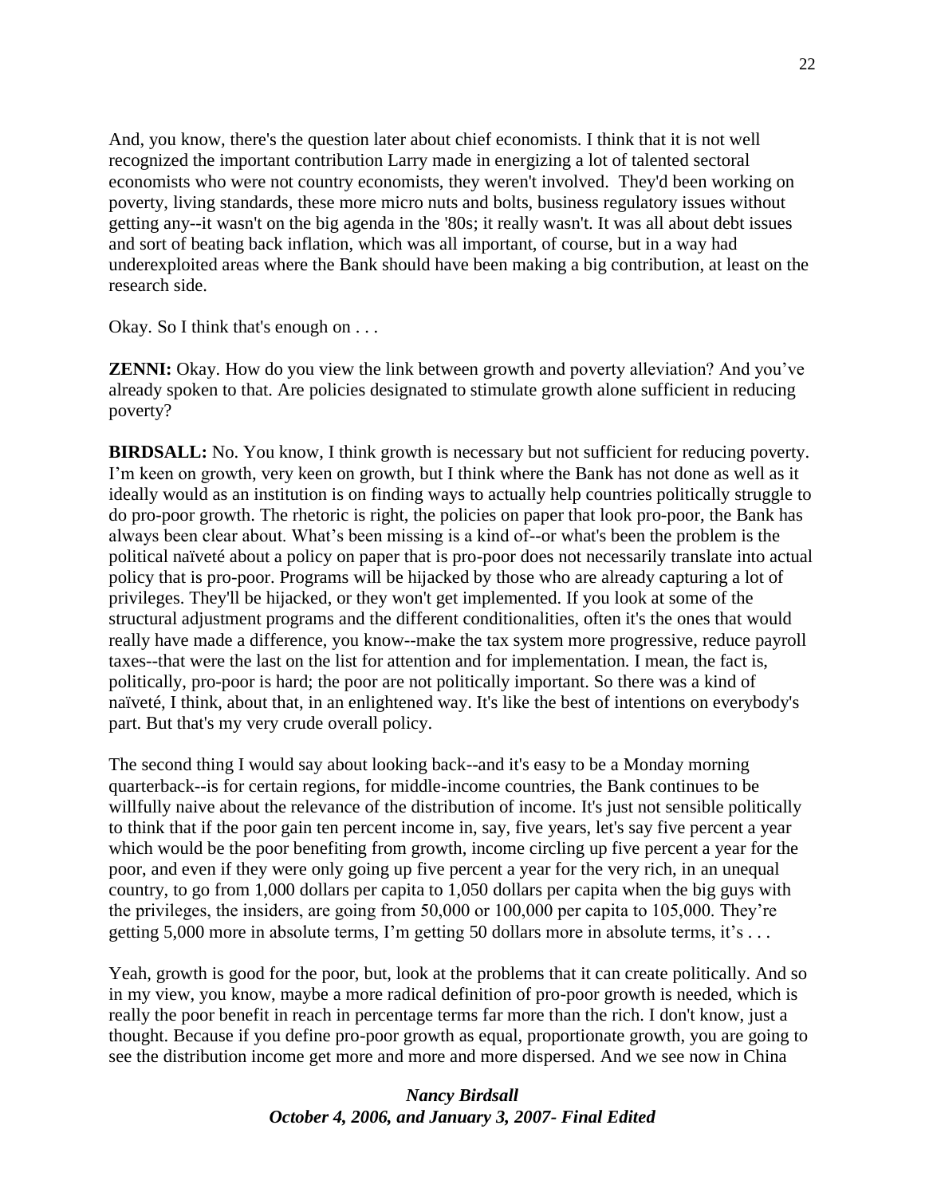And, you know, there's the question later about chief economists. I think that it is not well recognized the important contribution Larry made in energizing a lot of talented sectoral economists who were not country economists, they weren't involved. They'd been working on poverty, living standards, these more micro nuts and bolts, business regulatory issues without getting any--it wasn't on the big agenda in the '80s; it really wasn't. It was all about debt issues and sort of beating back inflation, which was all important, of course, but in a way had underexploited areas where the Bank should have been making a big contribution, at least on the research side.

Okay. So I think that's enough on . . .

**ZENNI:** Okay. How do you view the link between growth and poverty alleviation? And you've already spoken to that. Are policies designated to stimulate growth alone sufficient in reducing poverty?

**BIRDSALL:** No. You know, I think growth is necessary but not sufficient for reducing poverty. I'm keen on growth, very keen on growth, but I think where the Bank has not done as well as it ideally would as an institution is on finding ways to actually help countries politically struggle to do pro-poor growth. The rhetoric is right, the policies on paper that look pro-poor, the Bank has always been clear about. What's been missing is a kind of--or what's been the problem is the political naïveté about a policy on paper that is pro-poor does not necessarily translate into actual policy that is pro-poor. Programs will be hijacked by those who are already capturing a lot of privileges. They'll be hijacked, or they won't get implemented. If you look at some of the structural adjustment programs and the different conditionalities, often it's the ones that would really have made a difference, you know--make the tax system more progressive, reduce payroll taxes--that were the last on the list for attention and for implementation. I mean, the fact is, politically, pro-poor is hard; the poor are not politically important. So there was a kind of naïveté, I think, about that, in an enlightened way. It's like the best of intentions on everybody's part. But that's my very crude overall policy.

The second thing I would say about looking back--and it's easy to be a Monday morning quarterback--is for certain regions, for middle-income countries, the Bank continues to be willfully naive about the relevance of the distribution of income. It's just not sensible politically to think that if the poor gain ten percent income in, say, five years, let's say five percent a year which would be the poor benefiting from growth, income circling up five percent a year for the poor, and even if they were only going up five percent a year for the very rich, in an unequal country, to go from 1,000 dollars per capita to 1,050 dollars per capita when the big guys with the privileges, the insiders, are going from 50,000 or 100,000 per capita to 105,000. They're getting 5,000 more in absolute terms, I'm getting 50 dollars more in absolute terms, it's . . .

Yeah, growth is good for the poor, but, look at the problems that it can create politically. And so in my view, you know, maybe a more radical definition of pro-poor growth is needed, which is really the poor benefit in reach in percentage terms far more than the rich. I don't know, just a thought. Because if you define pro-poor growth as equal, proportionate growth, you are going to see the distribution income get more and more and more dispersed. And we see now in China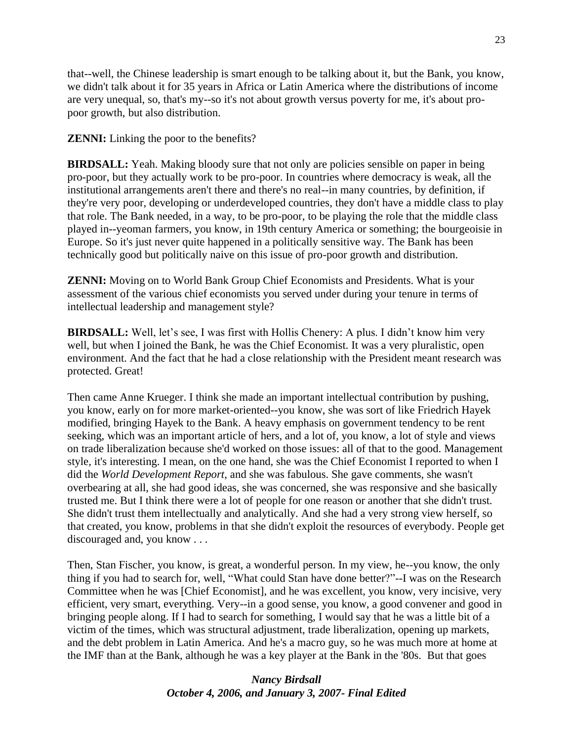that--well, the Chinese leadership is smart enough to be talking about it, but the Bank, you know, we didn't talk about it for 35 years in Africa or Latin America where the distributions of income are very unequal, so, that's my--so it's not about growth versus poverty for me, it's about pro-poor growth, but also distribution.

**ZENNI:** Linking the poor to the benefits?

**BIRDSALL:** Yeah. Making bloody sure that not only are policies sensible on paper in being pro-poor, but they actually work to be pro-poor. In countries where democracy is weak, all the institutional arrangements aren't there and there's no real--in many countries, by definition, if they're very poor, developing or underdeveloped countries, they don't have a middle class to play that role. The Bank needed, in a way, to be pro-poor, to be playing the role that the middle class played in--yeoman farmers, you know, in 19th century America or something; the bourgeoisie in Europe. So it's just never quite happened in a politically sensitive way. The Bank has been technically good but politically naive on this issue of pro-poor growth and distribution.

**ZENNI:** Moving on to World Bank Group Chief Economists and Presidents. What is your assessment of the various chief economists you served under during your tenure in terms of intellectual leadership and management style?

**BIRDSALL:** Well, let's see, I was first with Hollis Chenery: A plus. I didn't know him very well, but when I joined the Bank, he was the Chief Economist. It was a very pluralistic, open environment. And the fact that he had a close relationship with the President meant research was protected. Great!

Then came Anne Krueger. I think she made an important intellectual contribution by pushing, you know, early on for more market-oriented--you know, she was sort of like Friedrich Hayek modified, bringing Hayek to the Bank. A heavy emphasis on government tendency to be rent seeking, which was an important article of hers, and a lot of, you know, a lot of style and views on trade liberalization because she'd worked on those issues: all of that to the good. Management style, it's interesting. I mean, on the one hand, she was the Chief Economist I reported to when I did the *World Development Report,* and she was fabulous. She gave comments, she wasn't overbearing at all, she had good ideas, she was concerned, she was responsive and she basically trusted me. But I think there were a lot of people for one reason or another that she didn't trust. She didn't trust them intellectually and analytically. And she had a very strong view herself, so that created, you know, problems in that she didn't exploit the resources of everybody. People get discouraged and, you know . . .

Then, Stan Fischer, you know, is great, a wonderful person. In my view, he--you know, the only thing if you had to search for, well, "What could Stan have done better?"--I was on the Research Committee when he was [Chief Economist], and he was excellent, you know, very incisive, very efficient, very smart, everything. Very--in a good sense, you know, a good convener and good in bringing people along. If I had to search for something, I would say that he was a little bit of a victim of the times, which was structural adjustment, trade liberalization, opening up markets, and the debt problem in Latin America. And he's a macro guy, so he was much more at home at the IMF than at the Bank, although he was a key player at the Bank in the '80s. But that goes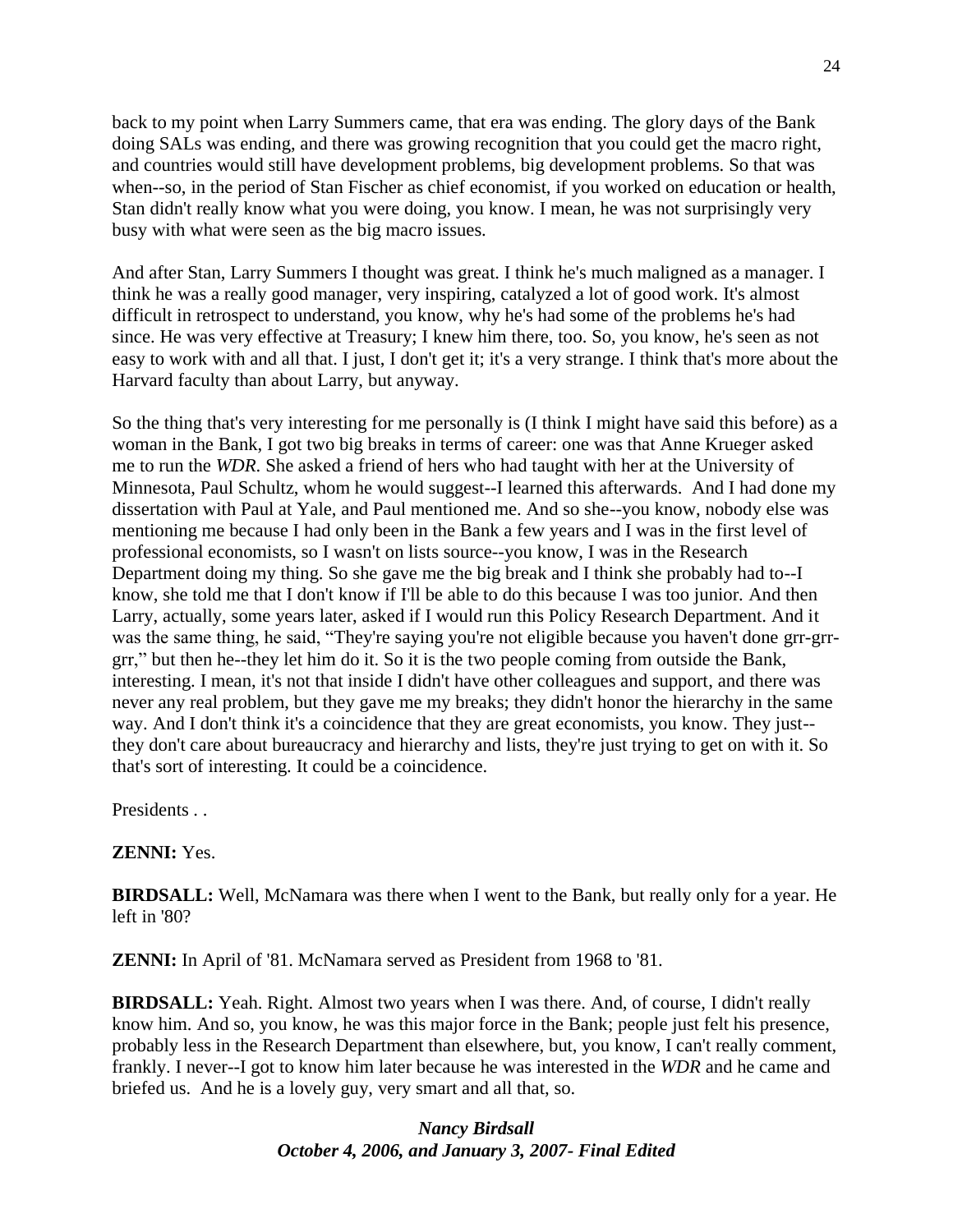back to my point when Larry Summers came, that era was ending. The glory days of the Bank doing SALs was ending, and there was growing recognition that you could get the macro right, and countries would still have development problems, big development problems. So that was when--so, in the period of Stan Fischer as chief economist, if you worked on education or health, Stan didn't really know what you were doing, you know. I mean, he was not surprisingly very busy with what were seen as the big macro issues.

And after Stan, Larry Summers I thought was great. I think he's much maligned as a manager. I think he was a really good manager, very inspiring, catalyzed a lot of good work. It's almost difficult in retrospect to understand, you know, why he's had some of the problems he's had since. He was very effective at Treasury; I knew him there, too. So, you know, he's seen as not easy to work with and all that. I just, I don't get it; it's a very strange. I think that's more about the Harvard faculty than about Larry, but anyway.

So the thing that's very interesting for me personally is (I think I might have said this before) as a woman in the Bank, I got two big breaks in terms of career: one was that Anne Krueger asked me to run the *WDR*. She asked a friend of hers who had taught with her at the University of Minnesota, Paul Schultz, whom he would suggest--I learned this afterwards. And I had done my dissertation with Paul at Yale, and Paul mentioned me. And so she--you know, nobody else was mentioning me because I had only been in the Bank a few years and I was in the first level of professional economists, so I wasn't on lists source--you know, I was in the Research Department doing my thing. So she gave me the big break and I think she probably had to--I know, she told me that I don't know if I'll be able to do this because I was too junior. And then Larry, actually, some years later, asked if I would run this Policy Research Department. And it was the same thing, he said, "They're saying you're not eligible because you haven't done grr-grr-grr," but then he--they let him do it. So it is the two people coming from outside the Bank, interesting. I mean, it's not that inside I didn't have other colleagues and support, and there was never any real problem, but they gave me my breaks; they didn't honor the hierarchy in the same way. And I don't think it's a coincidence that they are great economists, you know. They just--they don't care about bureaucracy and hierarchy and lists, they're just trying to get on with it. So that's sort of interesting. It could be a coincidence.

Presidents . .

**ZENNI:** Yes.

**BIRDSALL:** Well, McNamara was there when I went to the Bank, but really only for a year. He left in '80?

**ZENNI:** In April of '81. McNamara served as President from 1968 to '81.

**BIRDSALL:** Yeah. Right. Almost two years when I was there. And, of course, I didn't really know him. And so, you know, he was this major force in the Bank; people just felt his presence, probably less in the Research Department than elsewhere, but, you know, I can't really comment, frankly. I never--I got to know him later because he was interested in the *WDR* and he came and briefed us. And he is a lovely guy, very smart and all that, so.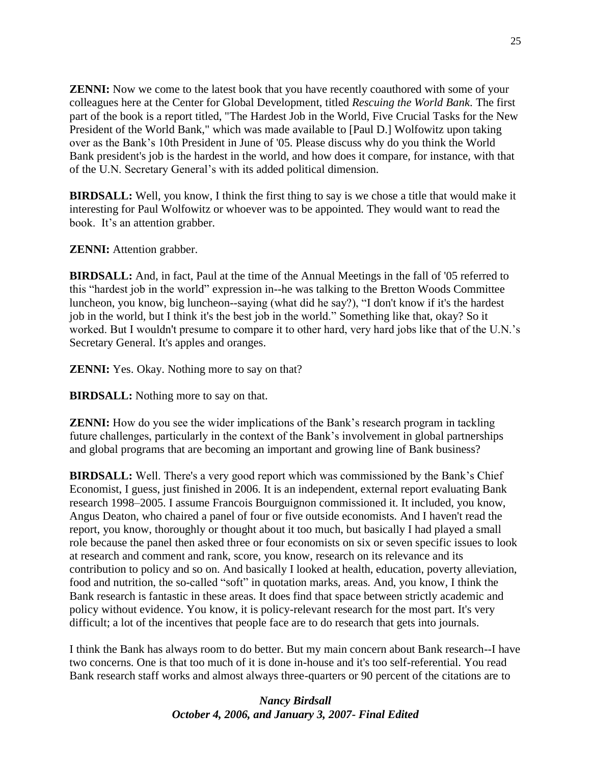**ZENNI:** Now we come to the latest book that you have recently coauthored with some of your colleagues here at the Center for Global Development, titled *Rescuing the World Bank*. The first part of the book is a report titled, "The Hardest Job in the World, Five Crucial Tasks for the New President of the World Bank," which was made available to [Paul D.] Wolfowitz upon taking over as the Bank's 10th President in June of '05. Please discuss why do you think the World Bank president's job is the hardest in the world, and how does it compare, for instance, with that of the U.N. Secretary General's with its added political dimension.

**BIRDSALL:** Well, you know, I think the first thing to say is we chose a title that would make it interesting for Paul Wolfowitz or whoever was to be appointed. They would want to read the book. It's an attention grabber.

**ZENNI:** Attention grabber.

**BIRDSALL:** And, in fact, Paul at the time of the Annual Meetings in the fall of '05 referred to this "hardest job in the world" expression in--he was talking to the Bretton Woods Committee luncheon, you know, big luncheon--saying (what did he say?), "I don't know if it's the hardest job in the world, but I think it's the best job in the world." Something like that, okay? So it worked. But I wouldn't presume to compare it to other hard, very hard jobs like that of the U.N.'s Secretary General. It's apples and oranges.

**ZENNI:** Yes. Okay. Nothing more to say on that?

**BIRDSALL:** Nothing more to say on that.

**ZENNI:** How do you see the wider implications of the Bank's research program in tackling future challenges, particularly in the context of the Bank's involvement in global partnerships and global programs that are becoming an important and growing line of Bank business?

**BIRDSALL:** Well. There's a very good report which was commissioned by the Bank's Chief Economist, I guess, just finished in 2006. It is an independent, external report evaluating Bank research 1998–2005. I assume Francois Bourguignon commissioned it. It included, you know, Angus Deaton, who chaired a panel of four or five outside economists. And I haven't read the report, you know, thoroughly or thought about it too much, but basically I had played a small role because the panel then asked three or four economists on six or seven specific issues to look at research and comment and rank, score, you know, research on its relevance and its contribution to policy and so on. And basically I looked at health, education, poverty alleviation, food and nutrition, the so-called "soft" in quotation marks, areas. And, you know, I think the Bank research is fantastic in these areas. It does find that space between strictly academic and policy without evidence. You know, it is policy-relevant research for the most part. It's very difficult; a lot of the incentives that people face are to do research that gets into journals.

I think the Bank has always room to do better. But my main concern about Bank research--I have two concerns. One is that too much of it is done in-house and it's too self-referential. You read Bank research staff works and almost always three-quarters or 90 percent of the citations are to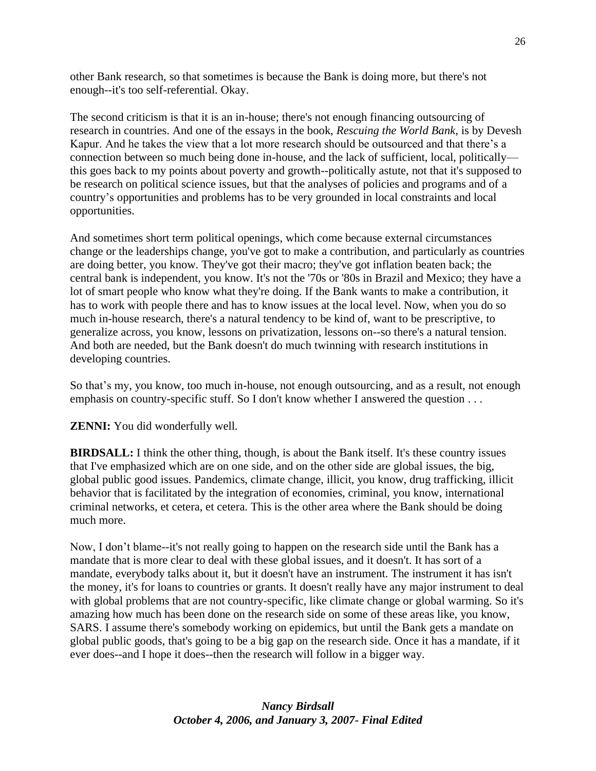other Bank research, so that sometimes is because the Bank is doing more, but there's not enough--it's too self-referential. Okay.

The second criticism is that it is an in-house; there's not enough financing outsourcing of research in countries. And one of the essays in the book, *Rescuing the World Bank*, is by Devesh Kapur. And he takes the view that a lot more research should be outsourced and that there's a connection between so much being done in-house, and the lack of sufficient, local, politically—this goes back to my points about poverty and growth--politically astute, not that it's supposed to be research on political science issues, but that the analyses of policies and programs and of a country's opportunities and problems has to be very grounded in local constraints and local opportunities.

And sometimes short term political openings, which come because external circumstances change or the leaderships change, you've got to make a contribution, and particularly as countries are doing better, you know. They've got their macro; they've got inflation beaten back; the central bank is independent, you know. It's not the '70s or '80s in Brazil and Mexico; they have a lot of smart people who know what they're doing. If the Bank wants to make a contribution, it has to work with people there and has to know issues at the local level. Now, when you do so much in-house research, there's a natural tendency to be kind of, want to be prescriptive, to generalize across, you know, lessons on privatization, lessons on--so there's a natural tension. And both are needed, but the Bank doesn't do much twinning with research institutions in developing countries.

So that's my, you know, too much in-house, not enough outsourcing, and as a result, not enough emphasis on country-specific stuff. So I don't know whether I answered the question . . .

**ZENNI:** You did wonderfully well.

**BIRDSALL:** I think the other thing, though, is about the Bank itself. It's these country issues that I've emphasized which are on one side, and on the other side are global issues, the big, global public good issues. Pandemics, climate change, illicit, you know, drug trafficking, illicit behavior that is facilitated by the integration of economies, criminal, you know, international criminal networks, et cetera, et cetera. This is the other area where the Bank should be doing much more.

Now, I don't blame--it's not really going to happen on the research side until the Bank has a mandate that is more clear to deal with these global issues, and it doesn't. It has sort of a mandate, everybody talks about it, but it doesn't have an instrument. The instrument it has isn't the money, it's for loans to countries or grants. It doesn't really have any major instrument to deal with global problems that are not country-specific, like climate change or global warming. So it's amazing how much has been done on the research side on some of these areas like, you know, SARS. I assume there's somebody working on epidemics, but until the Bank gets a mandate on global public goods, that's going to be a big gap on the research side. Once it has a mandate, if it ever does--and I hope it does--then the research will follow in a bigger way.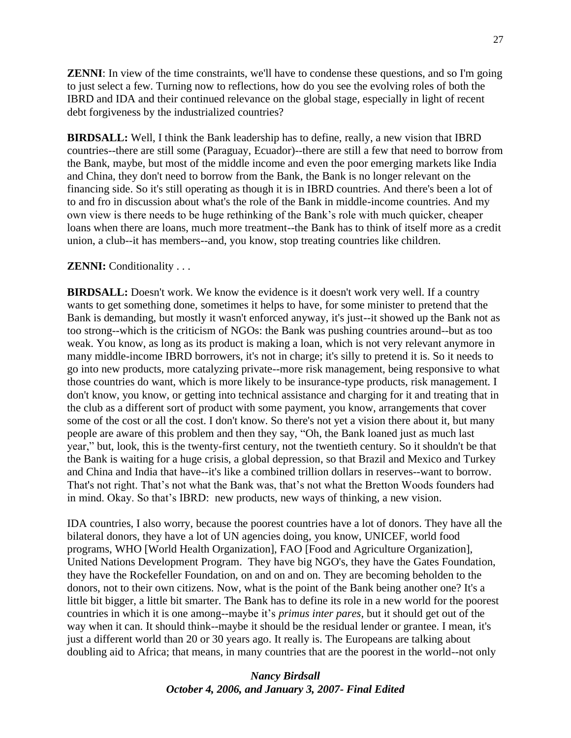**ZENNI**: In view of the time constraints, we'll have to condense these questions, and so I'm going to just select a few. Turning now to reflections, how do you see the evolving roles of both the IBRD and IDA and their continued relevance on the global stage, especially in light of recent debt forgiveness by the industrialized countries?

**BIRDSALL:** Well, I think the Bank leadership has to define, really, a new vision that IBRD countries--there are still some (Paraguay, Ecuador)--there are still a few that need to borrow from the Bank, maybe, but most of the middle income and even the poor emerging markets like India and China, they don't need to borrow from the Bank, the Bank is no longer relevant on the financing side. So it's still operating as though it is in IBRD countries. And there's been a lot of to and fro in discussion about what's the role of the Bank in middle-income countries. And my own view is there needs to be huge rethinking of the Bank's role with much quicker, cheaper loans when there are loans, much more treatment--the Bank has to think of itself more as a credit union, a club--it has members--and, you know, stop treating countries like children.

**ZENNI:** Conditionality . . .

**BIRDSALL:** Doesn't work. We know the evidence is it doesn't work very well. If a country wants to get something done, sometimes it helps to have, for some minister to pretend that the Bank is demanding, but mostly it wasn't enforced anyway, it's just--it showed up the Bank not as too strong--which is the criticism of NGOs: the Bank was pushing countries around--but as too weak. You know, as long as its product is making a loan, which is not very relevant anymore in many middle-income IBRD borrowers, it's not in charge; it's silly to pretend it is. So it needs to go into new products, more catalyzing private--more risk management, being responsive to what those countries do want, which is more likely to be insurance-type products, risk management. I don't know, you know, or getting into technical assistance and charging for it and treating that in the club as a different sort of product with some payment, you know, arrangements that cover some of the cost or all the cost. I don't know. So there's not yet a vision there about it, but many people are aware of this problem and then they say, "Oh, the Bank loaned just as much last year," but, look, this is the twenty-first century, not the twentieth century. So it shouldn't be that the Bank is waiting for a huge crisis, a global depression, so that Brazil and Mexico and Turkey and China and India that have--it's like a combined trillion dollars in reserves--want to borrow. That's not right. That's not what the Bank was, that's not what the Bretton Woods founders had in mind. Okay. So that's IBRD: new products, new ways of thinking, a new vision.

IDA countries, I also worry, because the poorest countries have a lot of donors. They have all the bilateral donors, they have a lot of UN agencies doing, you know, UNICEF, world food programs, WHO [World Health Organization], FAO [Food and Agriculture Organization], United Nations Development Program. They have big NGO's, they have the Gates Foundation, they have the Rockefeller Foundation, on and on and on. They are becoming beholden to the donors, not to their own citizens. Now, what is the point of the Bank being another one? It's a little bit bigger, a little bit smarter. The Bank has to define its role in a new world for the poorest countries in which it is one among--maybe it's *primus inter pares*, but it should get out of the way when it can. It should think--maybe it should be the residual lender or grantee. I mean, it's just a different world than 20 or 30 years ago. It really is. The Europeans are talking about doubling aid to Africa; that means, in many countries that are the poorest in the world--not only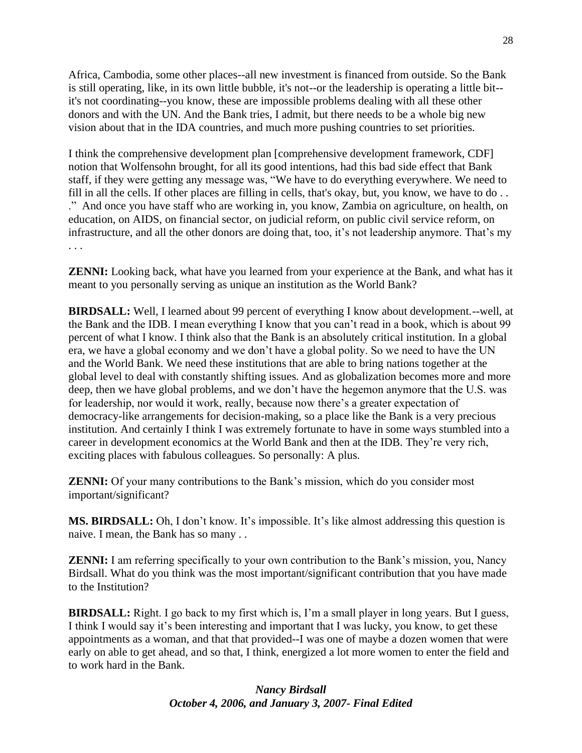Africa, Cambodia, some other places--all new investment is financed from outside. So the Bank is still operating, like, in its own little bubble, it's not--or the leadership is operating a little bit--it's not coordinating--you know, these are impossible problems dealing with all these other donors and with the UN. And the Bank tries, I admit, but there needs to be a whole big new vision about that in the IDA countries, and much more pushing countries to set priorities.

I think the comprehensive development plan [comprehensive development framework, CDF] notion that Wolfensohn brought, for all its good intentions, had this bad side effect that Bank staff, if they were getting any message was, "We have to do everything everywhere. We need to fill in all the cells. If other places are filling in cells, that's okay, but, you know, we have to do . . ." And once you have staff who are working in, you know, Zambia on agriculture, on health, on education, on AIDS, on financial sector, on judicial reform, on public civil service reform, on infrastructure, and all the other donors are doing that, too, it's not leadership anymore. That's my . . .

**ZENNI:** Looking back, what have you learned from your experience at the Bank, and what has it meant to you personally serving as unique an institution as the World Bank?

**BIRDSALL:** Well, I learned about 99 percent of everything I know about development.--well, at the Bank and the IDB. I mean everything I know that you can't read in a book, which is about 99 percent of what I know. I think also that the Bank is an absolutely critical institution. In a global era, we have a global economy and we don't have a global polity. So we need to have the UN and the World Bank. We need these institutions that are able to bring nations together at the global level to deal with constantly shifting issues. And as globalization becomes more and more deep, then we have global problems, and we don't have the hegemon anymore that the U.S. was for leadership, nor would it work, really, because now there's a greater expectation of democracy-like arrangements for decision-making, so a place like the Bank is a very precious institution. And certainly I think I was extremely fortunate to have in some ways stumbled into a career in development economics at the World Bank and then at the IDB. They're very rich, exciting places with fabulous colleagues. So personally: A plus.

**ZENNI:** Of your many contributions to the Bank's mission, which do you consider most important/significant?

**MS. BIRDSALL:** Oh, I don't know. It's impossible. It's like almost addressing this question is naive. I mean, the Bank has so many . .

**ZENNI:** I am referring specifically to your own contribution to the Bank's mission, you, Nancy Birdsall. What do you think was the most important/significant contribution that you have made to the Institution?

**BIRDSALL:** Right. I go back to my first which is, I'm a small player in long years. But I guess, I think I would say it's been interesting and important that I was lucky, you know, to get these appointments as a woman, and that that provided--I was one of maybe a dozen women that were early on able to get ahead, and so that, I think, energized a lot more women to enter the field and to work hard in the Bank.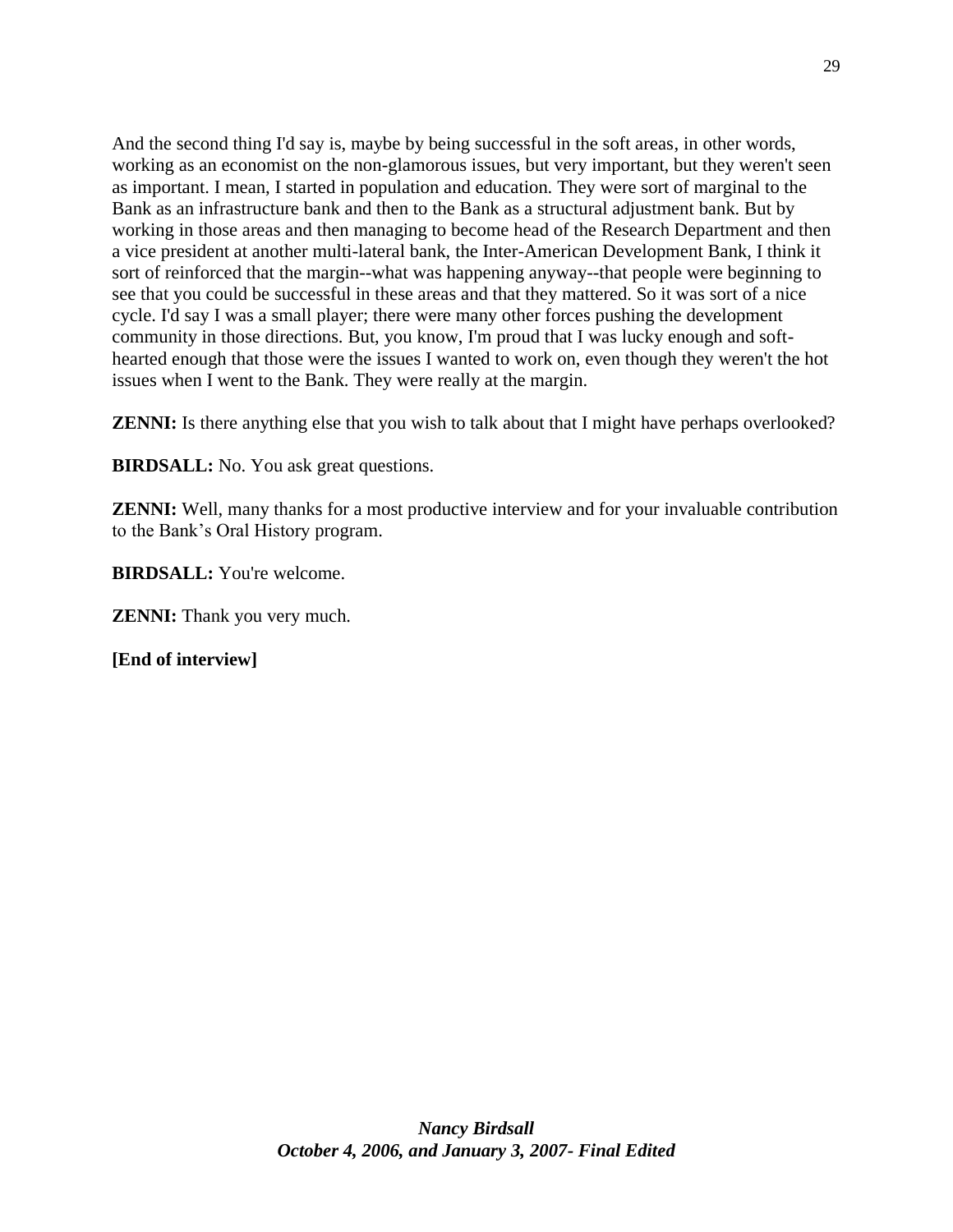And the second thing I'd say is, maybe by being successful in the soft areas, in other words, working as an economist on the non-glamorous issues, but very important, but they weren't seen as important. I mean, I started in population and education. They were sort of marginal to the Bank as an infrastructure bank and then to the Bank as a structural adjustment bank. But by working in those areas and then managing to become head of the Research Department and then a vice president at another multi-lateral bank, the Inter-American Development Bank, I think it sort of reinforced that the margin--what was happening anyway--that people were beginning to see that you could be successful in these areas and that they mattered. So it was sort of a nice cycle. I'd say I was a small player; there were many other forces pushing the development community in those directions. But, you know, I'm proud that I was lucky enough and soft-hearted enough that those were the issues I wanted to work on, even though they weren't the hot issues when I went to the Bank. They were really at the margin.

**ZENNI:** Is there anything else that you wish to talk about that I might have perhaps overlooked?

**BIRDSALL:** No. You ask great questions.

**ZENNI:** Well, many thanks for a most productive interview and for your invaluable contribution to the Bank's Oral History program.

**BIRDSALL:** You're welcome.

**ZENNI:** Thank you very much.

**[End of interview]**